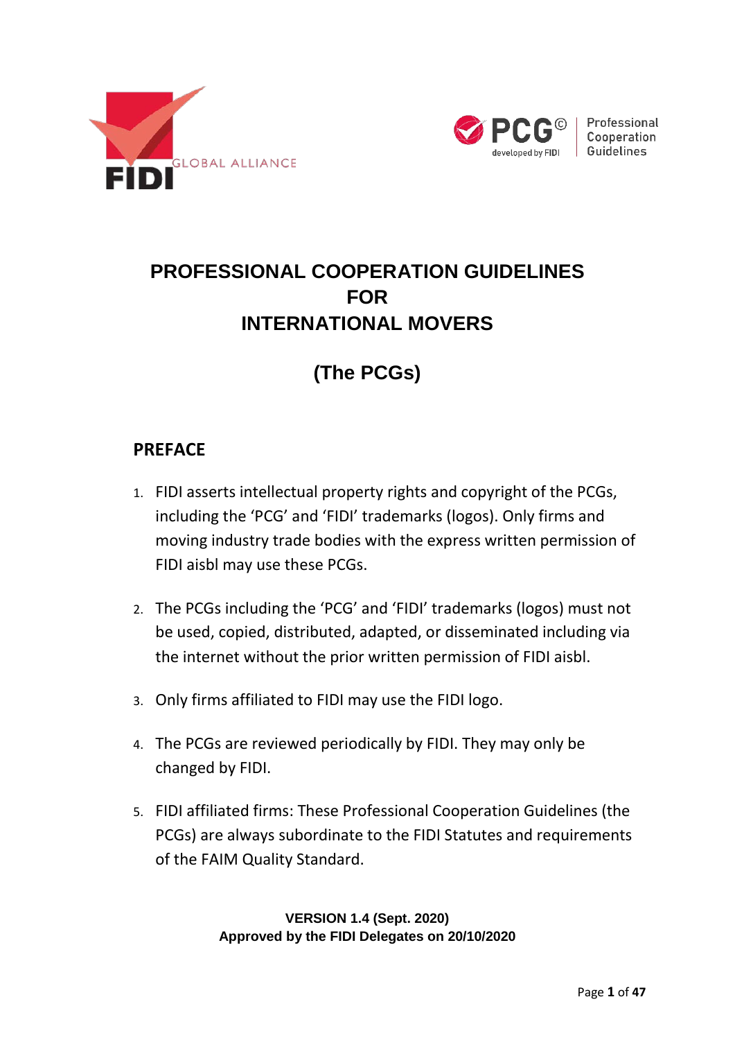# PROFESSIONAL COOPERATION GUIDELINES FOR INTERNATIONAL MOVERS

## (The PCGs)

## PREFACE

1. FIDI asserts intellectual property rights and copyright of the PCGs, including the 'PCG' and 'FIDI' trademarks (logos). Only firms and moving industry trade bodies with the express written permission of FIDI aisbl may use these PCGs.

2. The PCGs including the 'PCG' and 'FIDI' trademarks (logos) must not be used, copied, distributed, adapted, or disseminated including via the internet without the prior written permission of FIDI aisbl.

3. Only firms affiliated to FIDI may use the FIDI logo.

4. The PCGs are reviewed periodically by FIDI. They may only be changed by FIDI.

5. FIDI affiliated firms: These Professional Cooperation Guidelines (the PCGs) are always subordinate to the FIDI Statutes and requirements of the FAIM Quality Standard.

**VERSION 1.4 (Sept. 2020)**
**Approved by the FIDI Delegates on 20/10/2020**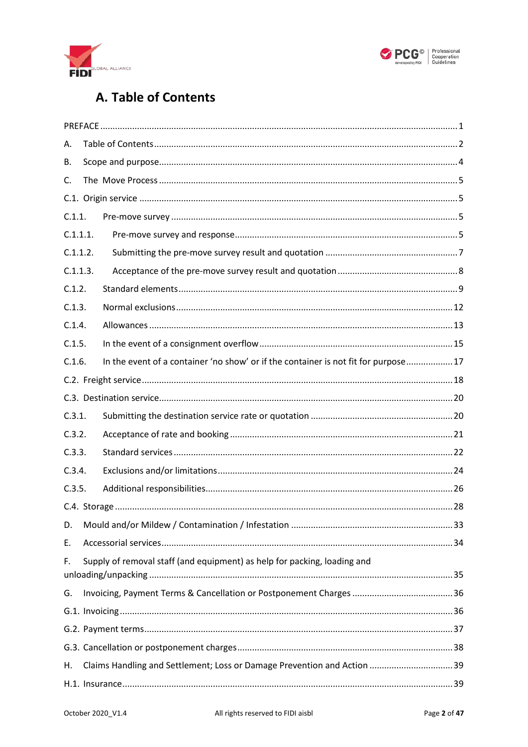# A. Table of Contents

PREFACE ........................................................................................................................................ 1

A. Table of Contents ........................................................................................................................ 2

B. Scope and purpose ...................................................................................................................... 4

C. The Move Process ....................................................................................................................... 5

C.1. Origin service ........................................................................................................................... 5

C.1.1. Pre-move survey ................................................................................................................... 5

C.1.1.1. Pre-move survey and response .......................................................................................... 5

C.1.1.2. Submitting the pre-move survey result and quotation ...................................................... 7

C.1.1.3. Acceptance of the pre-move survey result and quotation .................................................. 8

C.1.2. Standard elements ................................................................................................................. 9

C.1.3. Normal exclusions ................................................................................................................ 12

C.1.4. Allowances ........................................................................................................................... 13

C.1.5. In the event of a consignment overflow ............................................................................... 15

C.1.6. In the event of a container 'no show' or if the container is not fit for purpose .................... 17

C.2. Freight service ......................................................................................................................... 18

C.3. Destination service .................................................................................................................. 20

C.3.1. Submitting the destination service rate or quotation .......................................................... 20

C.3.2. Acceptance of rate and booking ........................................................................................... 21

C.3.3. Standard services .................................................................................................................. 22

C.3.4. Exclusions and/or limitations ............................................................................................... 24

C.3.5. Additional responsibilities .................................................................................................... 26

C.4. Storage .................................................................................................................................... 28

D. Mould and/or Mildew / Contamination / Infestation ................................................................. 33

E. Accessorial services ................................................................................................................... 34

F. Supply of removal staff (and equipment) as help for packing, loading and unloading/unpacking ........................................................................................................................................... 35

G. Invoicing, Payment Terms & Cancellation or Postponement Charges ........................................ 36

G.1. Invoicing .................................................................................................................................. 36

G.2. Payment terms ......................................................................................................................... 37

G.3. Cancellation or postponement charges .................................................................................... 38

H. Claims Handling and Settlement; Loss or Damage Prevention and Action ................................. 39

H.1. Insurance ................................................................................................................................. 39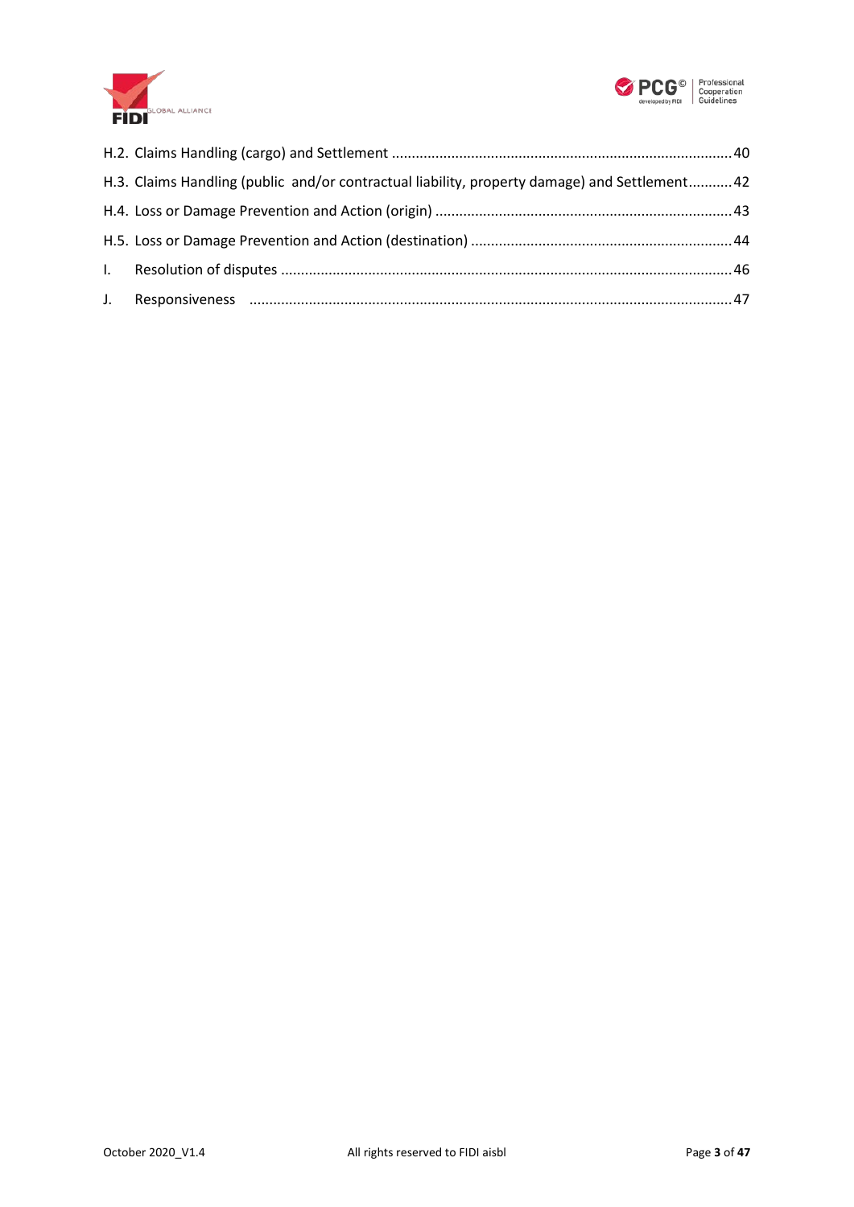H.2. Claims Handling (cargo) and Settlement ........................................................................................40

H.3. Claims Handling (public and/or contractual liability, property damage) and Settlement...........42

H.4. Loss or Damage Prevention and Action (origin) ..........................................................................43

H.5. Loss or Damage Prevention and Action (destination) .................................................................44

I. Resolution of disputes ...............................................................................................................46

J. Responsiveness ........................................................................................................................47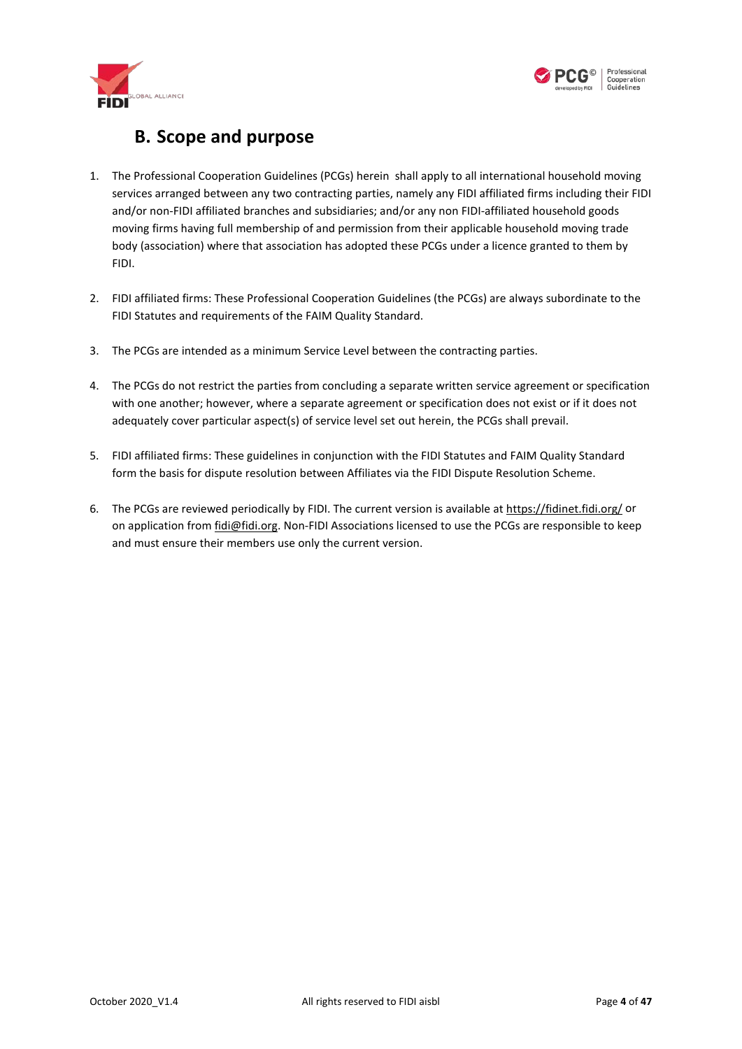## B. Scope and purpose

1. The Professional Cooperation Guidelines (PCGs) herein shall apply to all international household moving services arranged between any two contracting parties, namely any FIDI affiliated firms including their FIDI and/or non-FIDI affiliated branches and subsidiaries; and/or any non FIDI-affiliated household goods moving firms having full membership of and permission from their applicable household moving trade body (association) where that association has adopted these PCGs under a licence granted to them by FIDI.

2. FIDI affiliated firms: These Professional Cooperation Guidelines (the PCGs) are always subordinate to the FIDI Statutes and requirements of the FAIM Quality Standard.

3. The PCGs are intended as a minimum Service Level between the contracting parties.

4. The PCGs do not restrict the parties from concluding a separate written service agreement or specification with one another; however, where a separate agreement or specification does not exist or if it does not adequately cover particular aspect(s) of service level set out herein, the PCGs shall prevail.

5. FIDI affiliated firms: These guidelines in conjunction with the FIDI Statutes and FAIM Quality Standard form the basis for dispute resolution between Affiliates via the FIDI Dispute Resolution Scheme.

6. The PCGs are reviewed periodically by FIDI. The current version is available at https://fidinet.fidi.org/ or on application from fidi@fidi.org. Non-FIDI Associations licensed to use the PCGs are responsible to keep and must ensure their members use only the current version.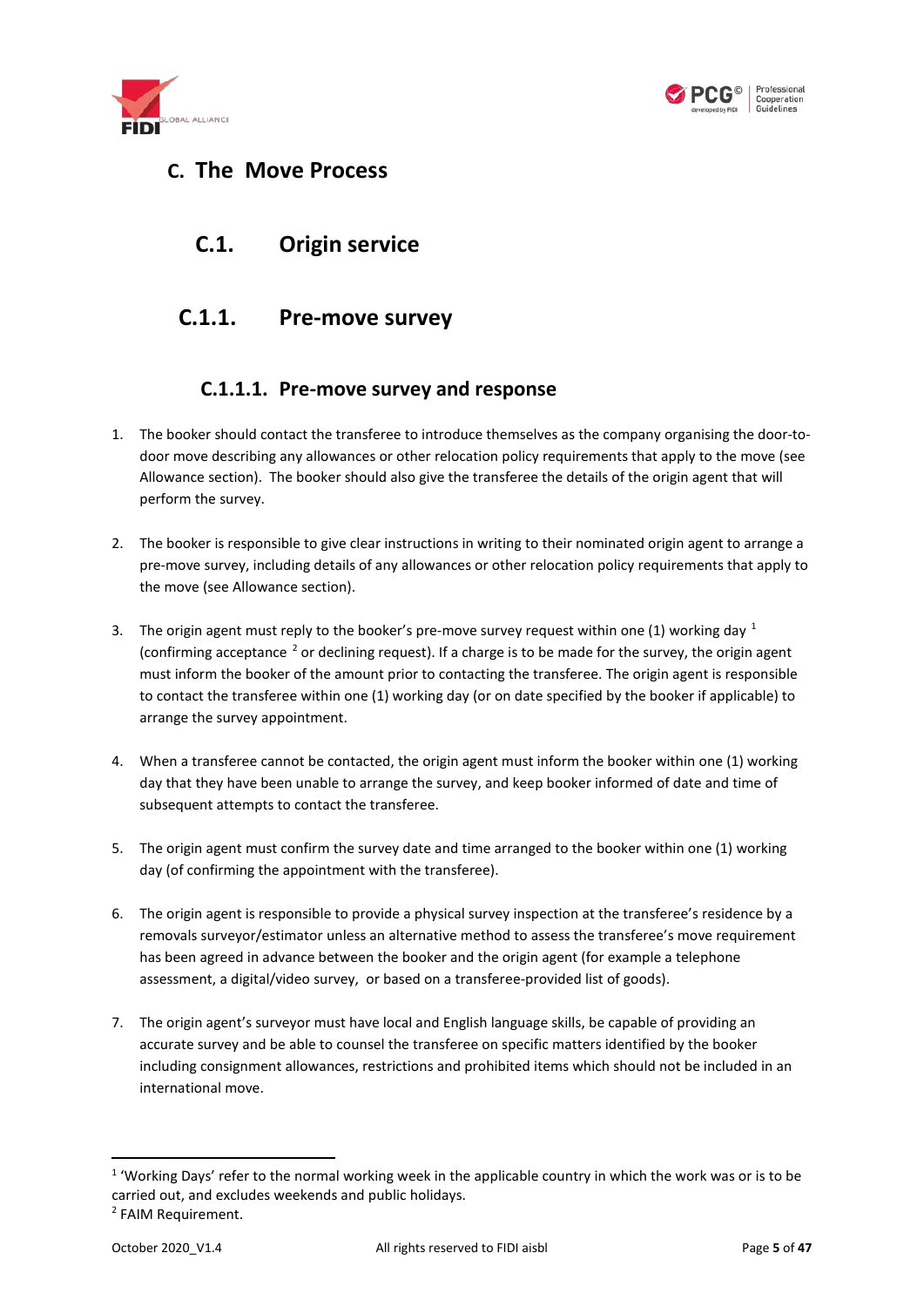# C. The Move Process

## C.1. Origin service

### C.1.1. Pre-move survey

#### C.1.1.1. Pre-move survey and response

1. The booker should contact the transferee to introduce themselves as the company organising the door-to-door move describing any allowances or other relocation policy requirements that apply to the move (see Allowance section). The booker should also give the transferee the details of the origin agent that will perform the survey.

2. The booker is responsible to give clear instructions in writing to their nominated origin agent to arrange a pre-move survey, including details of any allowances or other relocation policy requirements that apply to the move (see Allowance section).

3. The origin agent must reply to the booker's pre-move survey request within one (1) working day [1] (confirming acceptance [2] or declining request). If a charge is to be made for the survey, the origin agent must inform the booker of the amount prior to contacting the transferee. The origin agent is responsible to contact the transferee within one (1) working day (or on date specified by the booker if applicable) to arrange the survey appointment.

4. When a transferee cannot be contacted, the origin agent must inform the booker within one (1) working day that they have been unable to arrange the survey, and keep booker informed of date and time of subsequent attempts to contact the transferee.

5. The origin agent must confirm the survey date and time arranged to the booker within one (1) working day (of confirming the appointment with the transferee).

6. The origin agent is responsible to provide a physical survey inspection at the transferee's residence by a removals surveyor/estimator unless an alternative method to assess the transferee's move requirement has been agreed in advance between the booker and the origin agent (for example a telephone assessment, a digital/video survey, or based on a transferee-provided list of goods).

7. The origin agent's surveyor must have local and English language skills, be capable of providing an accurate survey and be able to counsel the transferee on specific matters identified by the booker including consignment allowances, restrictions and prohibited items which should not be included in an international move.

---

[1] 'Working Days' refer to the normal working week in the applicable country in which the work was or is to be carried out, and excludes weekends and public holidays.

[2] FAIM Requirement.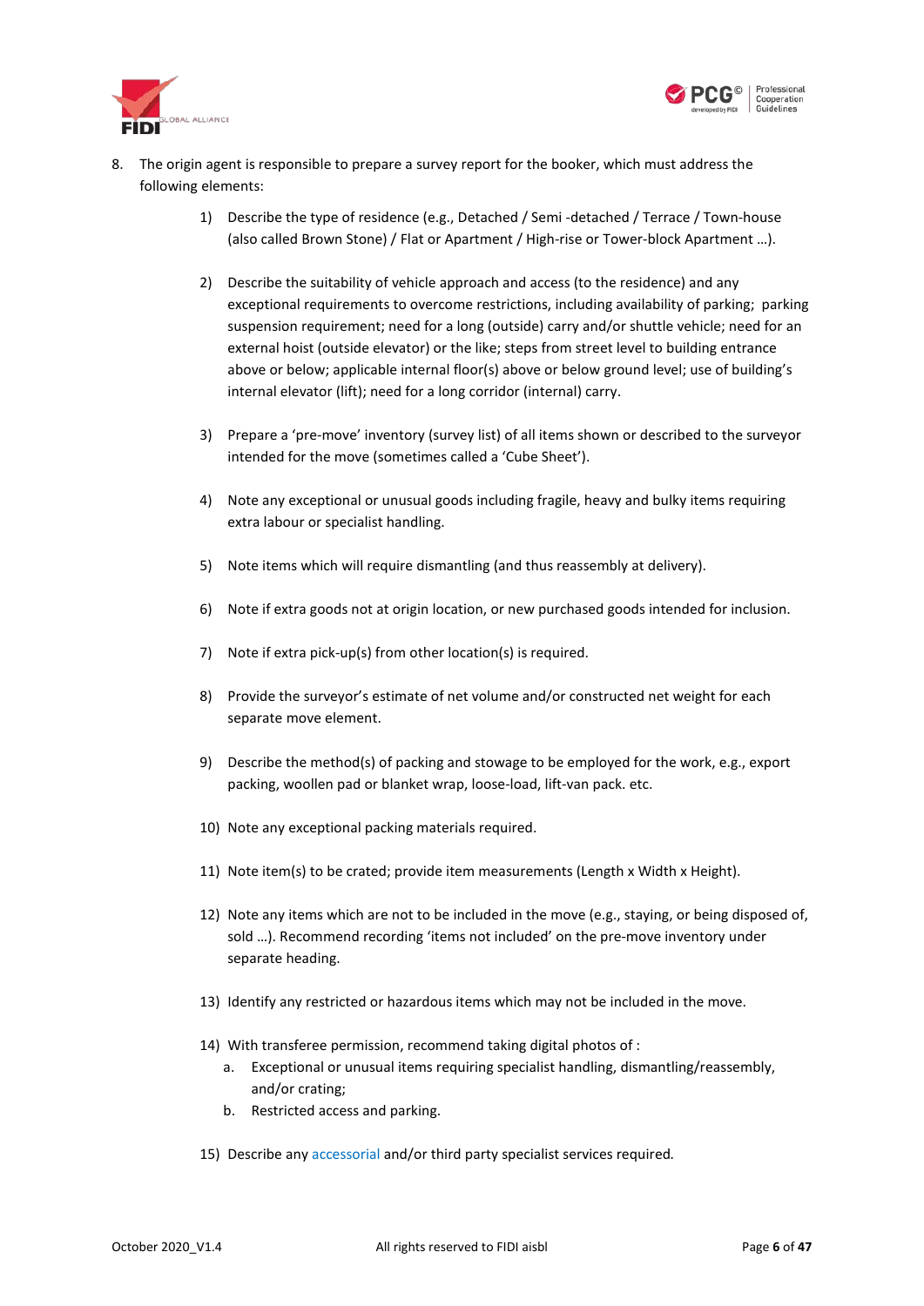8. The origin agent is responsible to prepare a survey report for the booker, which must address the following elements:

    1) Describe the type of residence (e.g., Detached / Semi -detached / Terrace / Town-house (also called Brown Stone) / Flat or Apartment / High-rise or Tower-block Apartment …).

    2) Describe the suitability of vehicle approach and access (to the residence) and any exceptional requirements to overcome restrictions, including availability of parking; parking suspension requirement; need for a long (outside) carry and/or shuttle vehicle; need for an external hoist (outside elevator) or the like; steps from street level to building entrance above or below; applicable internal floor(s) above or below ground level; use of building's internal elevator (lift); need for a long corridor (internal) carry.

    3) Prepare a 'pre-move' inventory (survey list) of all items shown or described to the surveyor intended for the move (sometimes called a 'Cube Sheet').

    4) Note any exceptional or unusual goods including fragile, heavy and bulky items requiring extra labour or specialist handling.

    5) Note items which will require dismantling (and thus reassembly at delivery).

    6) Note if extra goods not at origin location, or new purchased goods intended for inclusion.

    7) Note if extra pick-up(s) from other location(s) is required.

    8) Provide the surveyor's estimate of net volume and/or constructed net weight for each separate move element.

    9) Describe the method(s) of packing and stowage to be employed for the work, e.g., export packing, woollen pad or blanket wrap, loose-load, lift-van pack. etc.

    10) Note any exceptional packing materials required.

    11) Note item(s) to be crated; provide item measurements (Length x Width x Height).

    12) Note any items which are not to be included in the move (e.g., staying, or being disposed of, sold …). Recommend recording 'items not included' on the pre-move inventory under separate heading.

    13) Identify any restricted or hazardous items which may not be included in the move.

    14) With transferee permission, recommend taking digital photos of :
        a. Exceptional or unusual items requiring specialist handling, dismantling/reassembly, and/or crating;
        b. Restricted access and parking.

    15) Describe any accessorial and/or third party specialist services required.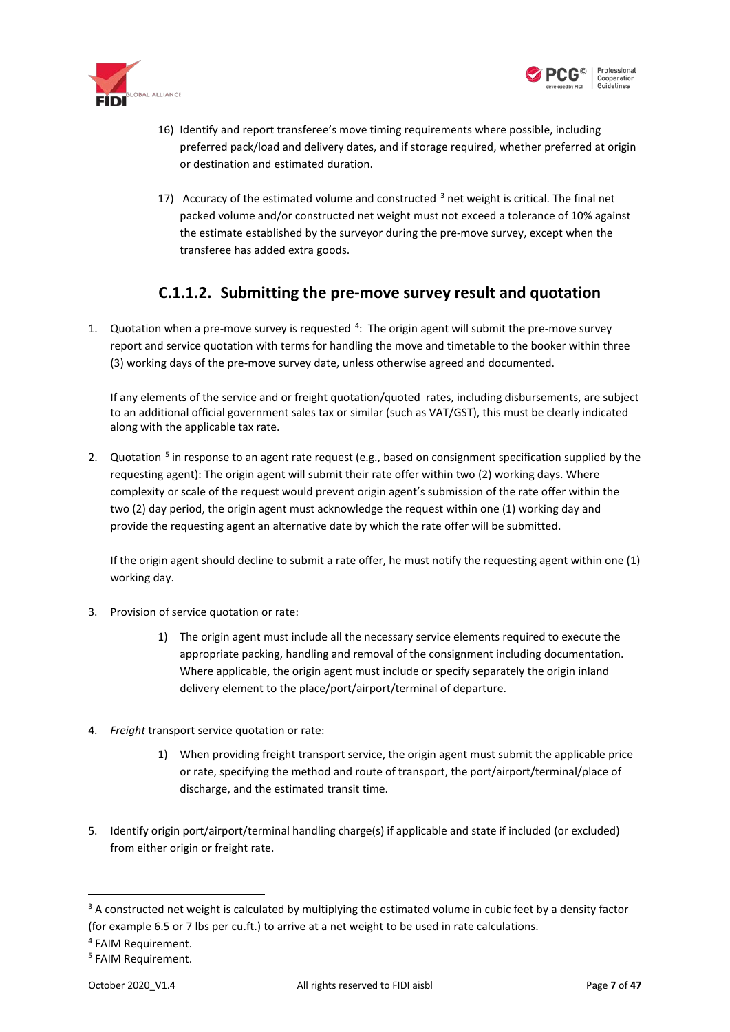16) Identify and report transferee's move timing requirements where possible, including preferred pack/load and delivery dates, and if storage required, whether preferred at origin or destination and estimated duration.

17) Accuracy of the estimated volume and constructed [3] net weight is critical. The final net packed volume and/or constructed net weight must not exceed a tolerance of 10% against the estimate established by the surveyor during the pre-move survey, except when the transferee has added extra goods.

### C.1.1.2. Submitting the pre-move survey result and quotation

1. Quotation when a pre-move survey is requested [4]: The origin agent will submit the pre-move survey report and service quotation with terms for handling the move and timetable to the booker within three (3) working days of the pre-move survey date, unless otherwise agreed and documented.

   If any elements of the service and or freight quotation/quoted rates, including disbursements, are subject to an additional official government sales tax or similar (such as VAT/GST), this must be clearly indicated along with the applicable tax rate.

2. Quotation [5] in response to an agent rate request (e.g., based on consignment specification supplied by the requesting agent): The origin agent will submit their rate offer within two (2) working days. Where complexity or scale of the request would prevent origin agent's submission of the rate offer within the two (2) day period, the origin agent must acknowledge the request within one (1) working day and provide the requesting agent an alternative date by which the rate offer will be submitted.

   If the origin agent should decline to submit a rate offer, he must notify the requesting agent within one (1) working day.

3. Provision of service quotation or rate:

   1) The origin agent must include all the necessary service elements required to execute the appropriate packing, handling and removal of the consignment including documentation. Where applicable, the origin agent must include or specify separately the origin inland delivery element to the place/port/airport/terminal of departure.

4. *Freight* transport service quotation or rate:

   1) When providing freight transport service, the origin agent must submit the applicable price or rate, specifying the method and route of transport, the port/airport/terminal/place of discharge, and the estimated transit time.

5. Identify origin port/airport/terminal handling charge(s) if applicable and state if included (or excluded) from either origin or freight rate.

---

[3] A constructed net weight is calculated by multiplying the estimated volume in cubic feet by a density factor (for example 6.5 or 7 lbs per cu.ft.) to arrive at a net weight to be used in rate calculations.

[4] FAIM Requirement.

[5] FAIM Requirement.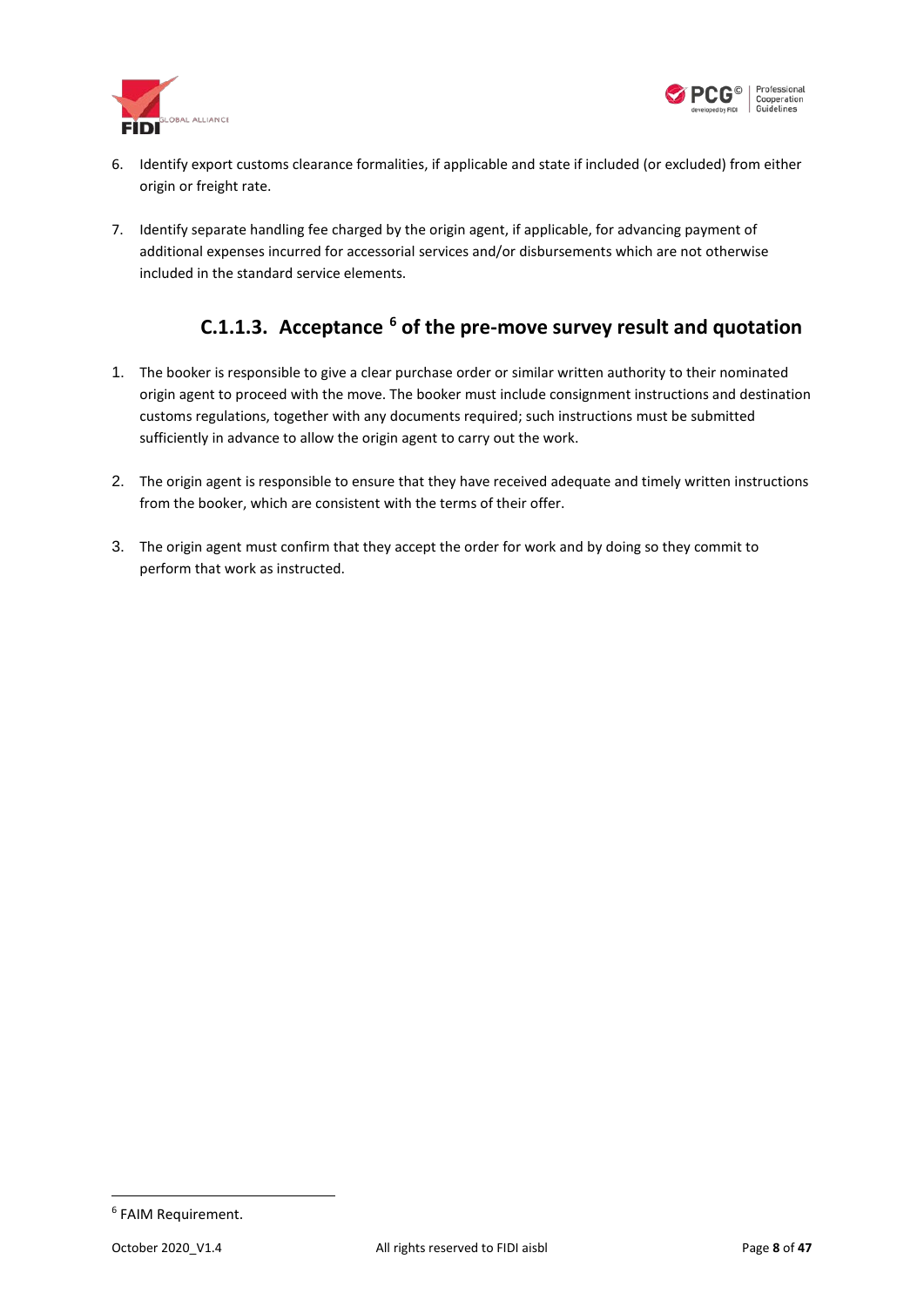6. Identify export customs clearance formalities, if applicable and state if included (or excluded) from either origin or freight rate.

7. Identify separate handling fee charged by the origin agent, if applicable, for advancing payment of additional expenses incurred for accessorial services and/or disbursements which are not otherwise included in the standard service elements.

### C.1.1.3. Acceptance [6] of the pre-move survey result and quotation

1. The booker is responsible to give a clear purchase order or similar written authority to their nominated origin agent to proceed with the move. The booker must include consignment instructions and destination customs regulations, together with any documents required; such instructions must be submitted sufficiently in advance to allow the origin agent to carry out the work.

2. The origin agent is responsible to ensure that they have received adequate and timely written instructions from the booker, which are consistent with the terms of their offer.

3. The origin agent must confirm that they accept the order for work and by doing so they commit to perform that work as instructed.

---

[6] FAIM Requirement.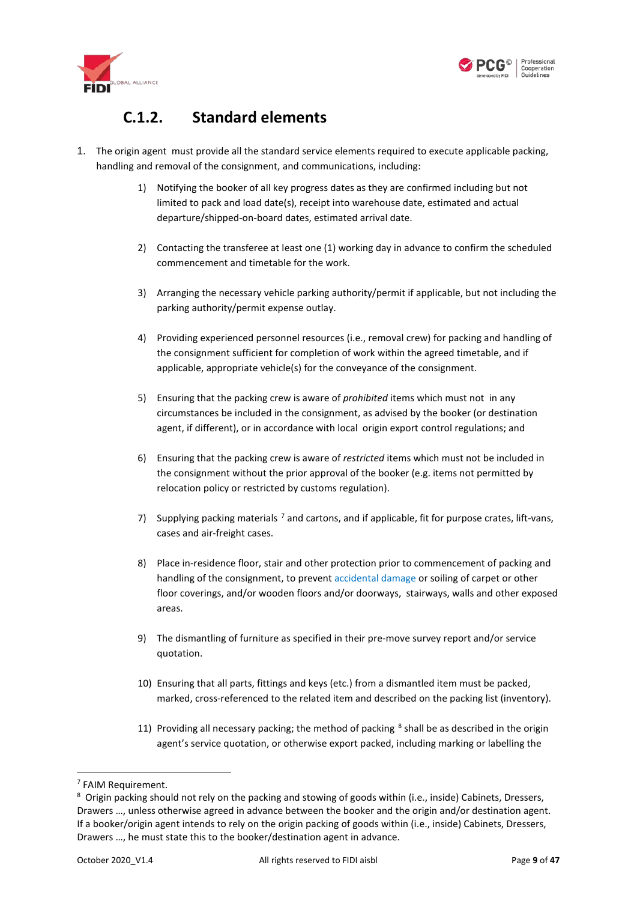## C.1.2. Standard elements

1. The origin agent must provide all the standard service elements required to execute applicable packing, handling and removal of the consignment, and communications, including:

    1) Notifying the booker of all key progress dates as they are confirmed including but not limited to pack and load date(s), receipt into warehouse date, estimated and actual departure/shipped-on-board dates, estimated arrival date.

    2) Contacting the transferee at least one (1) working day in advance to confirm the scheduled commencement and timetable for the work.

    3) Arranging the necessary vehicle parking authority/permit if applicable, but not including the parking authority/permit expense outlay.

    4) Providing experienced personnel resources (i.e., removal crew) for packing and handling of the consignment sufficient for completion of work within the agreed timetable, and if applicable, appropriate vehicle(s) for the conveyance of the consignment.

    5) Ensuring that the packing crew is aware of *prohibited* items which must not in any circumstances be included in the consignment, as advised by the booker (or destination agent, if different), or in accordance with local origin export control regulations; and

    6) Ensuring that the packing crew is aware of *restricted* items which must not be included in the consignment without the prior approval of the booker (e.g. items not permitted by relocation policy or restricted by customs regulation).

    7) Supplying packing materials [7] and cartons, and if applicable, fit for purpose crates, lift-vans, cases and air-freight cases.

    8) Place in-residence floor, stair and other protection prior to commencement of packing and handling of the consignment, to prevent accidental damage or soiling of carpet or other floor coverings, and/or wooden floors and/or doorways, stairways, walls and other exposed areas.

    9) The dismantling of furniture as specified in their pre-move survey report and/or service quotation.

    10) Ensuring that all parts, fittings and keys (etc.) from a dismantled item must be packed, marked, cross-referenced to the related item and described on the packing list (inventory).

    11) Providing all necessary packing; the method of packing [8] shall be as described in the origin agent's service quotation, or otherwise export packed, including marking or labelling the

---

[7] FAIM Requirement.

[8] Origin packing should not rely on the packing and stowing of goods within (i.e., inside) Cabinets, Dressers, Drawers …, unless otherwise agreed in advance between the booker and the origin and/or destination agent. If a booker/origin agent intends to rely on the origin packing of goods within (i.e., inside) Cabinets, Dressers, Drawers …, he must state this to the booker/destination agent in advance.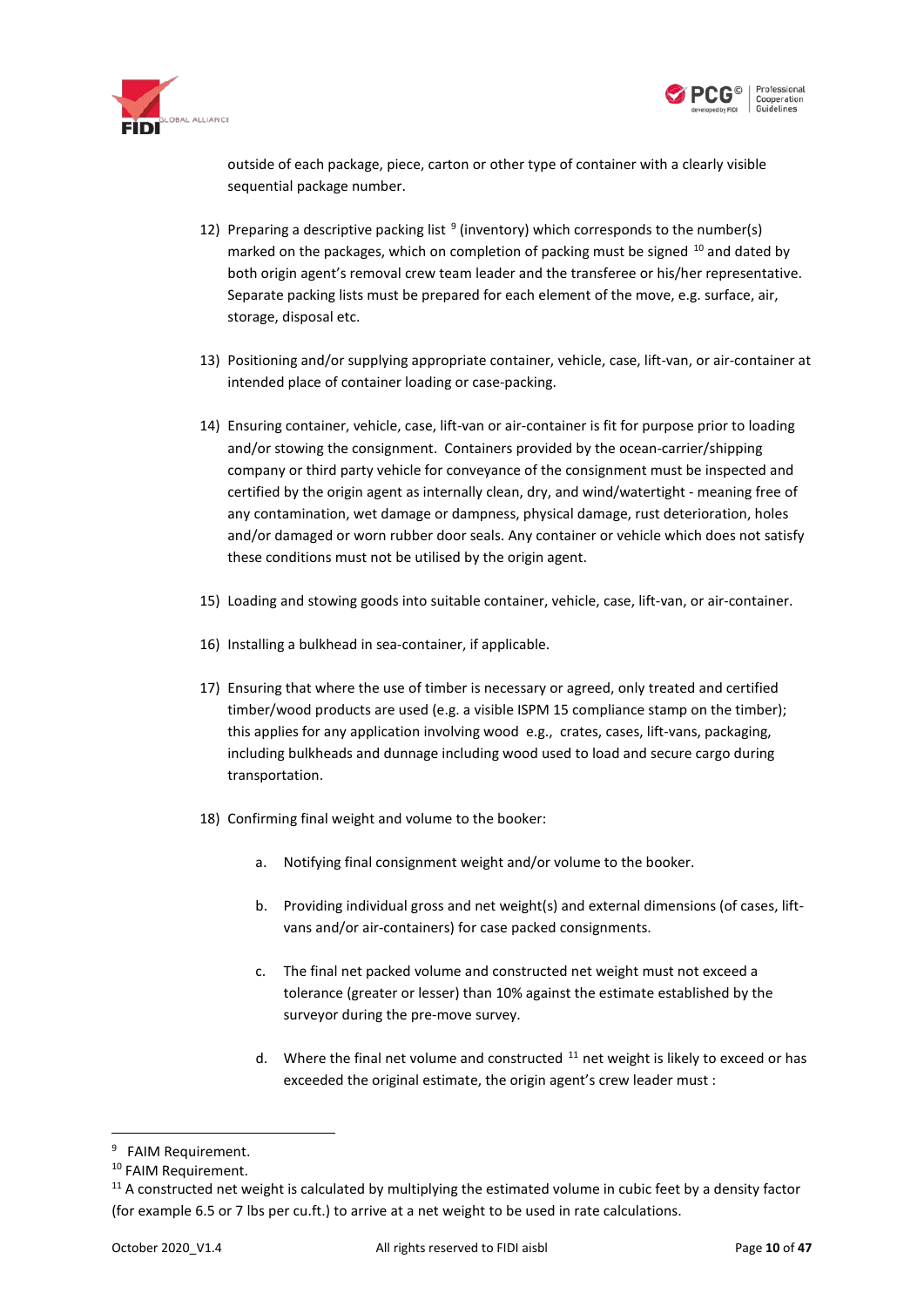outside of each package, piece, carton or other type of container with a clearly visible sequential package number.

12) Preparing a descriptive packing list [9] (inventory) which corresponds to the number(s) marked on the packages, which on completion of packing must be signed [10] and dated by both origin agent's removal crew team leader and the transferee or his/her representative. Separate packing lists must be prepared for each element of the move, e.g. surface, air, storage, disposal etc.

13) Positioning and/or supplying appropriate container, vehicle, case, lift-van, or air-container at intended place of container loading or case-packing.

14) Ensuring container, vehicle, case, lift-van or air-container is fit for purpose prior to loading and/or stowing the consignment. Containers provided by the ocean-carrier/shipping company or third party vehicle for conveyance of the consignment must be inspected and certified by the origin agent as internally clean, dry, and wind/watertight - meaning free of any contamination, wet damage or dampness, physical damage, rust deterioration, holes and/or damaged or worn rubber door seals. Any container or vehicle which does not satisfy these conditions must not be utilised by the origin agent.

15) Loading and stowing goods into suitable container, vehicle, case, lift-van, or air-container.

16) Installing a bulkhead in sea-container, if applicable.

17) Ensuring that where the use of timber is necessary or agreed, only treated and certified timber/wood products are used (e.g. a visible ISPM 15 compliance stamp on the timber); this applies for any application involving wood e.g., crates, cases, lift-vans, packaging, including bulkheads and dunnage including wood used to load and secure cargo during transportation.

18) Confirming final weight and volume to the booker:

    a. Notifying final consignment weight and/or volume to the booker.

    b. Providing individual gross and net weight(s) and external dimensions (of cases, lift-vans and/or air-containers) for case packed consignments.

    c. The final net packed volume and constructed net weight must not exceed a tolerance (greater or lesser) than 10% against the estimate established by the surveyor during the pre-move survey.

    d. Where the final net volume and constructed [11] net weight is likely to exceed or has exceeded the original estimate, the origin agent's crew leader must :

---

[9] FAIM Requirement.

[10] FAIM Requirement.

[11] A constructed net weight is calculated by multiplying the estimated volume in cubic feet by a density factor (for example 6.5 or 7 lbs per cu.ft.) to arrive at a net weight to be used in rate calculations.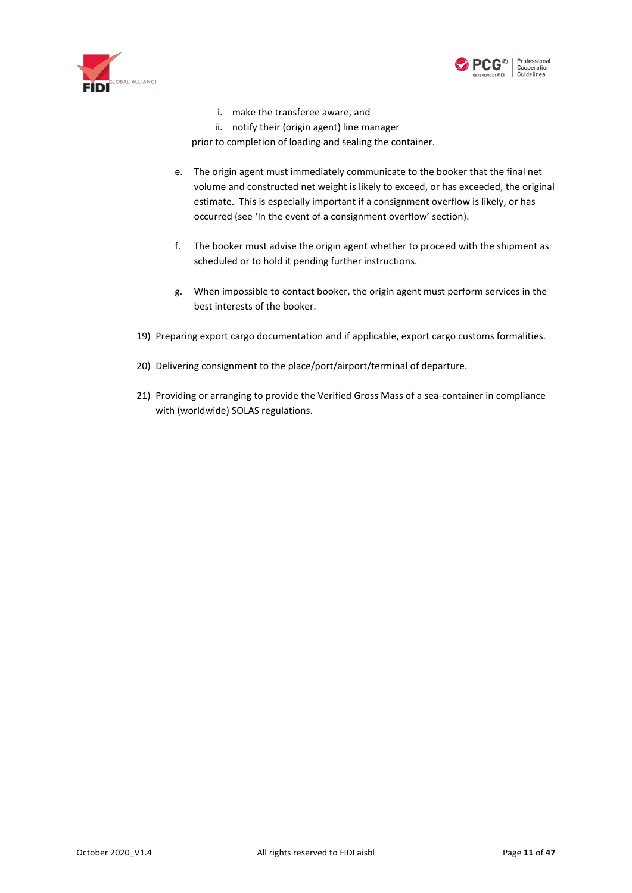i. make the transferee aware, and
   ii. notify their (origin agent) line manager

   prior to completion of loading and sealing the container.

e. The origin agent must immediately communicate to the booker that the final net volume and constructed net weight is likely to exceed, or has exceeded, the original estimate. This is especially important if a consignment overflow is likely, or has occurred (see 'In the event of a consignment overflow' section).

f. The booker must advise the origin agent whether to proceed with the shipment as scheduled or to hold it pending further instructions.

g. When impossible to contact booker, the origin agent must perform services in the best interests of the booker.

19) Preparing export cargo documentation and if applicable, export cargo customs formalities.

20) Delivering consignment to the place/port/airport/terminal of departure.

21) Providing or arranging to provide the Verified Gross Mass of a sea-container in compliance with (worldwide) SOLAS regulations.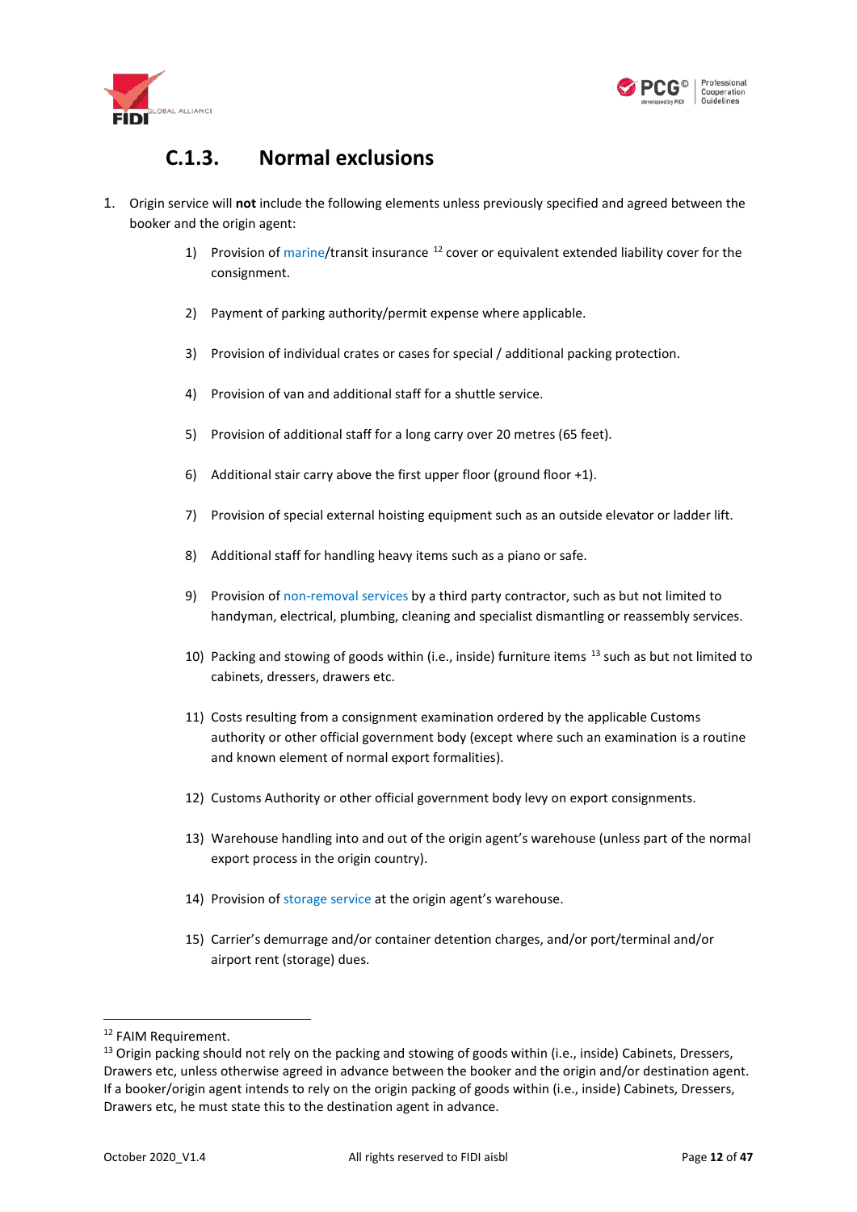### C.1.3. Normal exclusions

1. Origin service will **not** include the following elements unless previously specified and agreed between the booker and the origin agent:

    1) Provision of marine/transit insurance [12] cover or equivalent extended liability cover for the consignment.
    2) Payment of parking authority/permit expense where applicable.
    3) Provision of individual crates or cases for special / additional packing protection.
    4) Provision of van and additional staff for a shuttle service.
    5) Provision of additional staff for a long carry over 20 metres (65 feet).
    6) Additional stair carry above the first upper floor (ground floor +1).
    7) Provision of special external hoisting equipment such as an outside elevator or ladder lift.
    8) Additional staff for handling heavy items such as a piano or safe.
    9) Provision of non-removal services by a third party contractor, such as but not limited to handyman, electrical, plumbing, cleaning and specialist dismantling or reassembly services.
    10) Packing and stowing of goods within (i.e., inside) furniture items [13] such as but not limited to cabinets, dressers, drawers etc.
    11) Costs resulting from a consignment examination ordered by the applicable Customs authority or other official government body (except where such an examination is a routine and known element of normal export formalities).
    12) Customs Authority or other official government body levy on export consignments.
    13) Warehouse handling into and out of the origin agent's warehouse (unless part of the normal export process in the origin country).
    14) Provision of storage service at the origin agent's warehouse.
    15) Carrier's demurrage and/or container detention charges, and/or port/terminal and/or airport rent (storage) dues.

---

[12] FAIM Requirement.

[13] Origin packing should not rely on the packing and stowing of goods within (i.e., inside) Cabinets, Dressers, Drawers etc, unless otherwise agreed in advance between the booker and the origin and/or destination agent. If a booker/origin agent intends to rely on the origin packing of goods within (i.e., inside) Cabinets, Dressers, Drawers etc, he must state this to the destination agent in advance.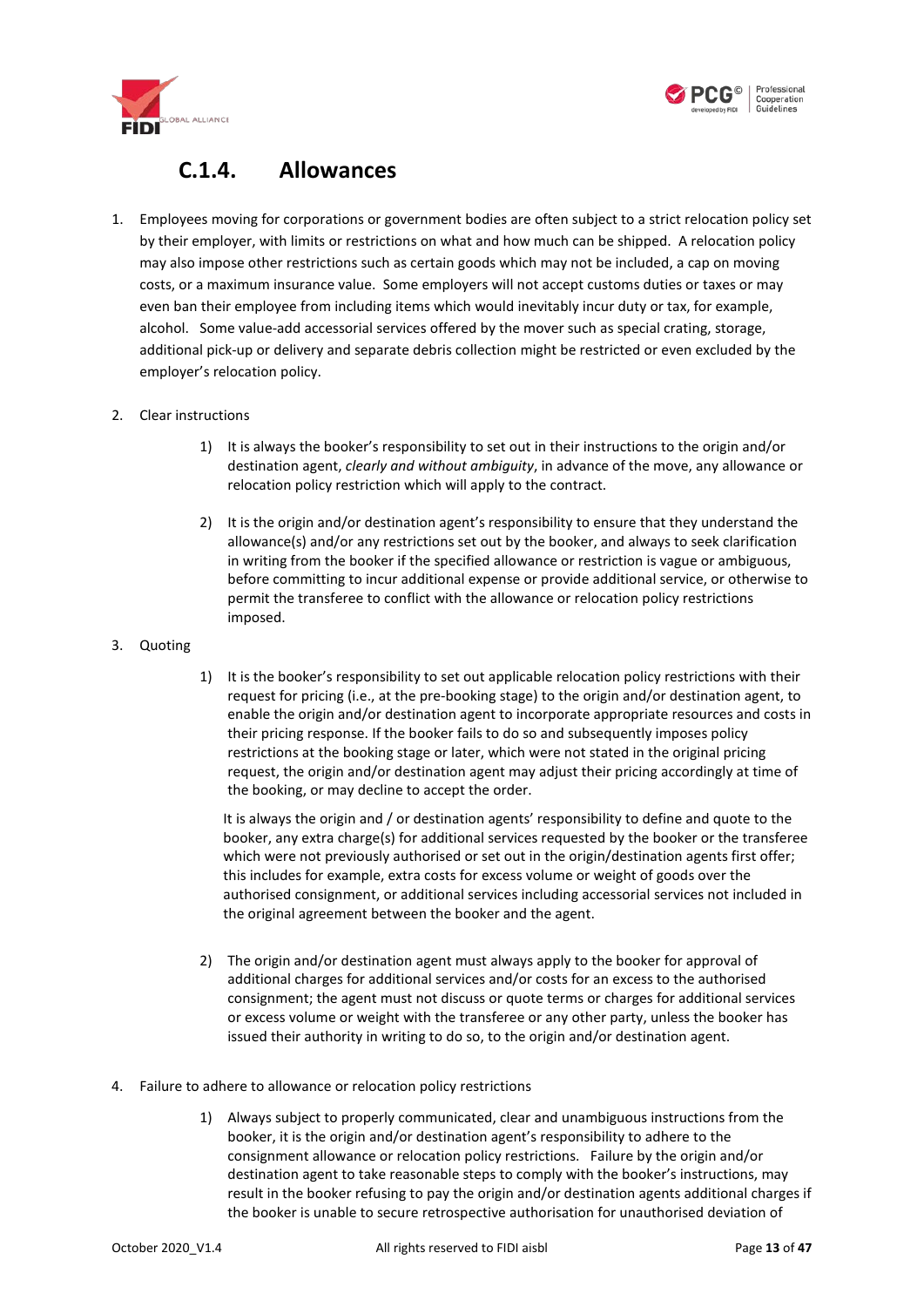## C.1.4. Allowances

1. Employees moving for corporations or government bodies are often subject to a strict relocation policy set by their employer, with limits or restrictions on what and how much can be shipped. A relocation policy may also impose other restrictions such as certain goods which may not be included, a cap on moving costs, or a maximum insurance value. Some employers will not accept customs duties or taxes or may even ban their employee from including items which would inevitably incur duty or tax, for example, alcohol. Some value-add accessorial services offered by the mover such as special crating, storage, additional pick-up or delivery and separate debris collection might be restricted or even excluded by the employer's relocation policy.

2. Clear instructions

   1) It is always the booker's responsibility to set out in their instructions to the origin and/or destination agent, *clearly and without ambiguity*, in advance of the move, any allowance or relocation policy restriction which will apply to the contract.

   2) It is the origin and/or destination agent's responsibility to ensure that they understand the allowance(s) and/or any restrictions set out by the booker, and always to seek clarification in writing from the booker if the specified allowance or restriction is vague or ambiguous, before committing to incur additional expense or provide additional service, or otherwise to permit the transferee to conflict with the allowance or relocation policy restrictions imposed.

3. Quoting

   1) It is the booker's responsibility to set out applicable relocation policy restrictions with their request for pricing (i.e., at the pre-booking stage) to the origin and/or destination agent, to enable the origin and/or destination agent to incorporate appropriate resources and costs in their pricing response. If the booker fails to do so and subsequently imposes policy restrictions at the booking stage or later, which were not stated in the original pricing request, the origin and/or destination agent may adjust their pricing accordingly at time of the booking, or may decline to accept the order.

      It is always the origin and / or destination agents' responsibility to define and quote to the booker, any extra charge(s) for additional services requested by the booker or the transferee which were not previously authorised or set out in the origin/destination agents first offer; this includes for example, extra costs for excess volume or weight of goods over the authorised consignment, or additional services including accessorial services not included in the original agreement between the booker and the agent.

   2) The origin and/or destination agent must always apply to the booker for approval of additional charges for additional services and/or costs for an excess to the authorised consignment; the agent must not discuss or quote terms or charges for additional services or excess volume or weight with the transferee or any other party, unless the booker has issued their authority in writing to do so, to the origin and/or destination agent.

4. Failure to adhere to allowance or relocation policy restrictions

   1) Always subject to properly communicated, clear and unambiguous instructions from the booker, it is the origin and/or destination agent's responsibility to adhere to the consignment allowance or relocation policy restrictions. Failure by the origin and/or destination agent to take reasonable steps to comply with the booker's instructions, may result in the booker refusing to pay the origin and/or destination agents additional charges if the booker is unable to secure retrospective authorisation for unauthorised deviation of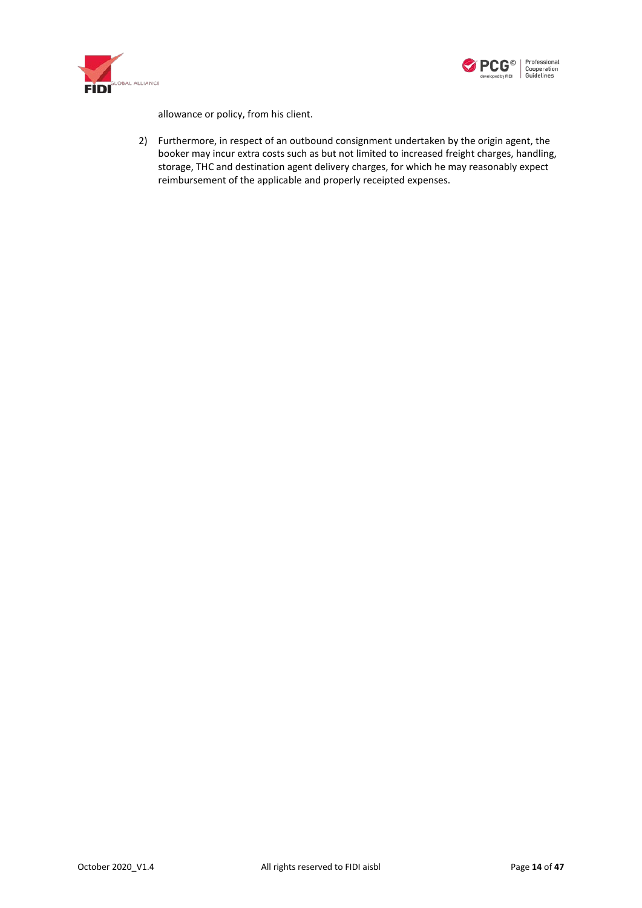allowance or policy, from his client.

2) Furthermore, in respect of an outbound consignment undertaken by the origin agent, the booker may incur extra costs such as but not limited to increased freight charges, handling, storage, THC and destination agent delivery charges, for which he may reasonably expect reimbursement of the applicable and properly receipted expenses.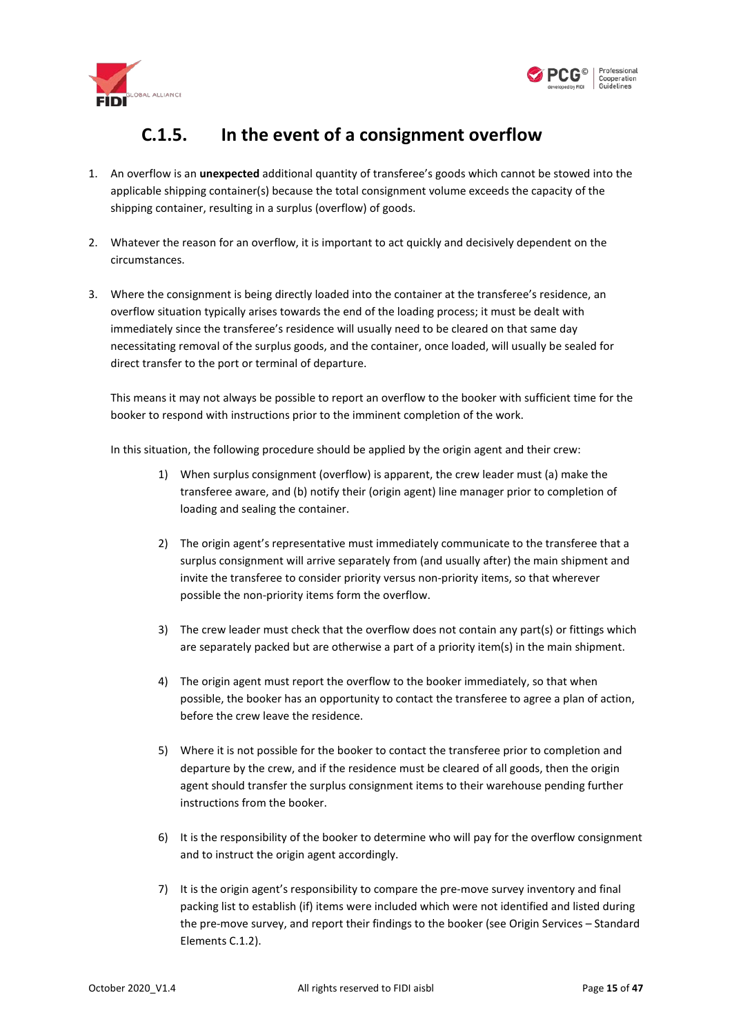## C.1.5. In the event of a consignment overflow

1. An overflow is an **unexpected** additional quantity of transferee's goods which cannot be stowed into the applicable shipping container(s) because the total consignment volume exceeds the capacity of the shipping container, resulting in a surplus (overflow) of goods.

2. Whatever the reason for an overflow, it is important to act quickly and decisively dependent on the circumstances.

3. Where the consignment is being directly loaded into the container at the transferee's residence, an overflow situation typically arises towards the end of the loading process; it must be dealt with immediately since the transferee's residence will usually need to be cleared on that same day necessitating removal of the surplus goods, and the container, once loaded, will usually be sealed for direct transfer to the port or terminal of departure.

   This means it may not always be possible to report an overflow to the booker with sufficient time for the booker to respond with instructions prior to the imminent completion of the work.

   In this situation, the following procedure should be applied by the origin agent and their crew:

   1) When surplus consignment (overflow) is apparent, the crew leader must (a) make the transferee aware, and (b) notify their (origin agent) line manager prior to completion of loading and sealing the container.

   2) The origin agent's representative must immediately communicate to the transferee that a surplus consignment will arrive separately from (and usually after) the main shipment and invite the transferee to consider priority versus non-priority items, so that wherever possible the non-priority items form the overflow.

   3) The crew leader must check that the overflow does not contain any part(s) or fittings which are separately packed but are otherwise a part of a priority item(s) in the main shipment.

   4) The origin agent must report the overflow to the booker immediately, so that when possible, the booker has an opportunity to contact the transferee to agree a plan of action, before the crew leave the residence.

   5) Where it is not possible for the booker to contact the transferee prior to completion and departure by the crew, and if the residence must be cleared of all goods, then the origin agent should transfer the surplus consignment items to their warehouse pending further instructions from the booker.

   6) It is the responsibility of the booker to determine who will pay for the overflow consignment and to instruct the origin agent accordingly.

   7) It is the origin agent's responsibility to compare the pre-move survey inventory and final packing list to establish (if) items were included which were not identified and listed during the pre-move survey, and report their findings to the booker (see Origin Services – Standard Elements C.1.2).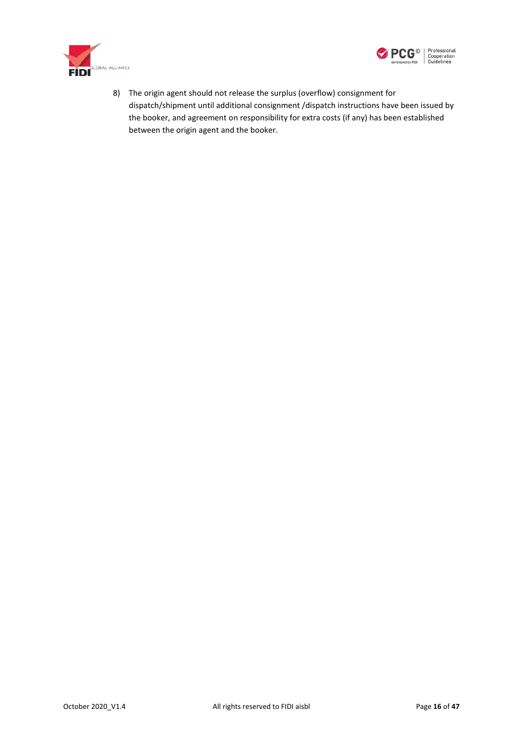8) The origin agent should not release the surplus (overflow) consignment for dispatch/shipment until additional consignment /dispatch instructions have been issued by the booker, and agreement on responsibility for extra costs (if any) has been established between the origin agent and the booker.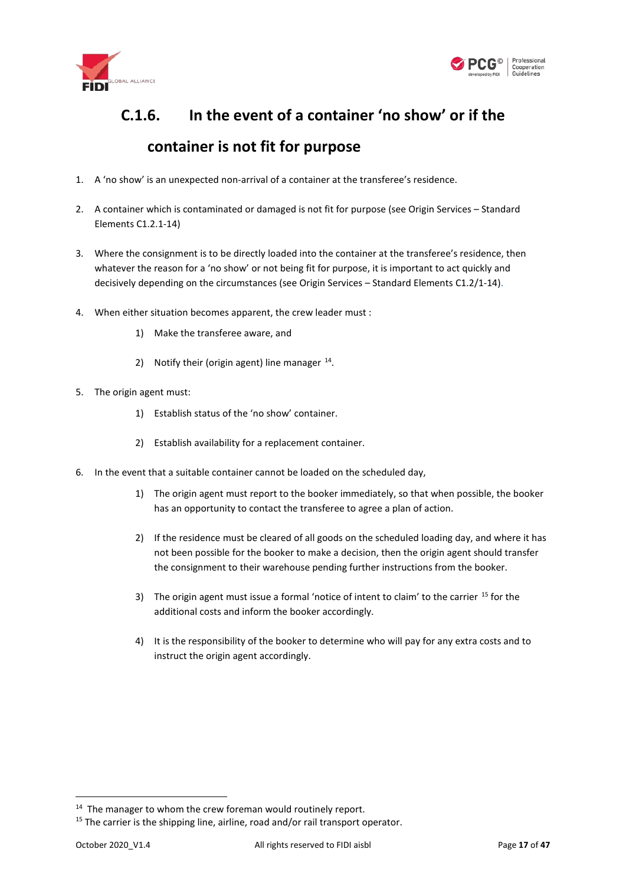## C.1.6. In the event of a container 'no show' or if the container is not fit for purpose

1. A 'no show' is an unexpected non-arrival of a container at the transferee's residence.

2. A container which is contaminated or damaged is not fit for purpose (see Origin Services – Standard Elements C1.2.1-14)

3. Where the consignment is to be directly loaded into the container at the transferee's residence, then whatever the reason for a 'no show' or not being fit for purpose, it is important to act quickly and decisively depending on the circumstances (see Origin Services – Standard Elements C1.2/1-14).

4. When either situation becomes apparent, the crew leader must :
   1) Make the transferee aware, and
   2) Notify their (origin agent) line manager [14].

5. The origin agent must:
   1) Establish status of the 'no show' container.
   2) Establish availability for a replacement container.

6. In the event that a suitable container cannot be loaded on the scheduled day,
   1) The origin agent must report to the booker immediately, so that when possible, the booker has an opportunity to contact the transferee to agree a plan of action.
   2) If the residence must be cleared of all goods on the scheduled loading day, and where it has not been possible for the booker to make a decision, then the origin agent should transfer the consignment to their warehouse pending further instructions from the booker.
   3) The origin agent must issue a formal 'notice of intent to claim' to the carrier [15] for the additional costs and inform the booker accordingly.
   4) It is the responsibility of the booker to determine who will pay for any extra costs and to instruct the origin agent accordingly.

---

[14] The manager to whom the crew foreman would routinely report.

[15] The carrier is the shipping line, airline, road and/or rail transport operator.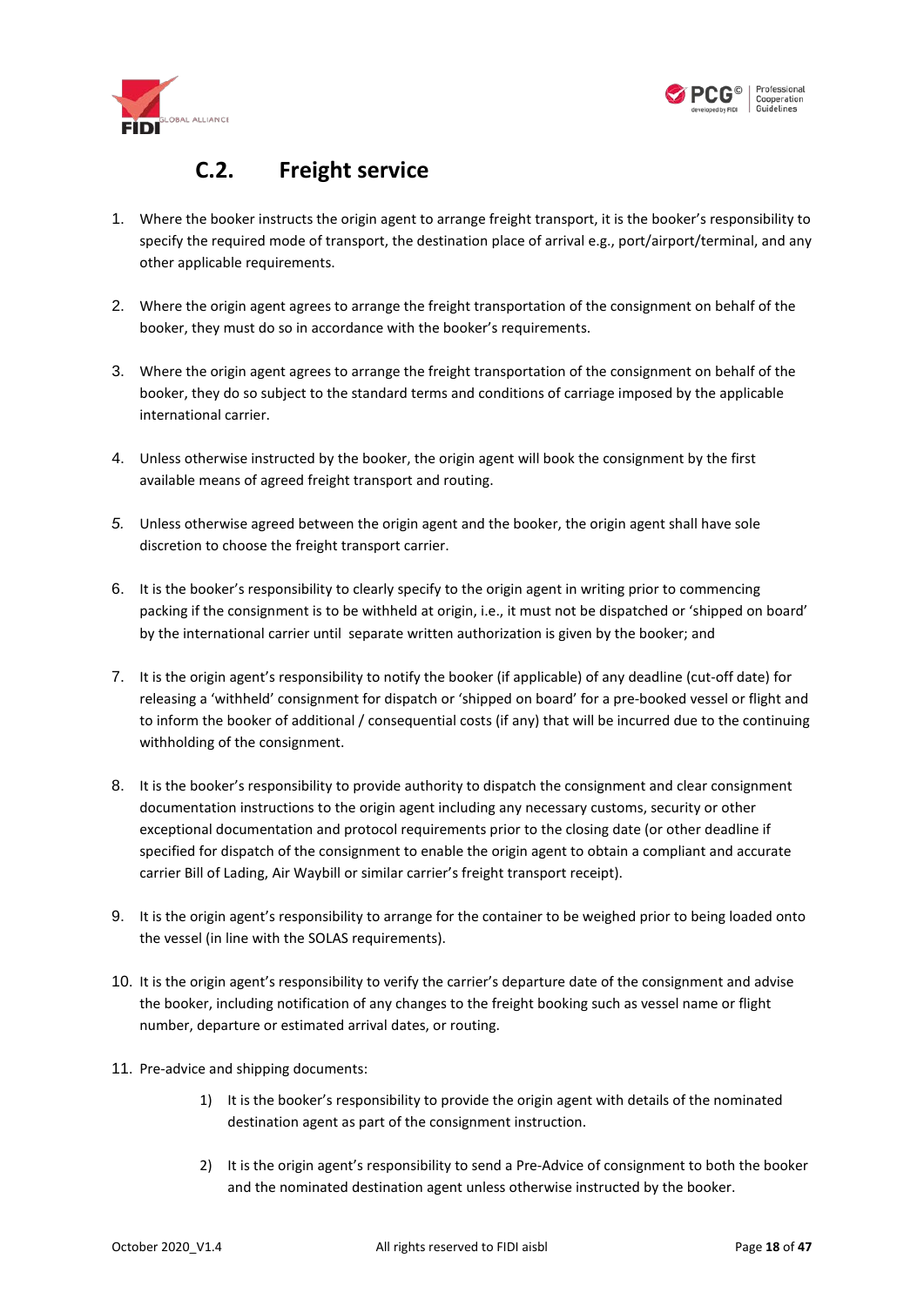## C.2. Freight service

1. Where the booker instructs the origin agent to arrange freight transport, it is the booker's responsibility to specify the required mode of transport, the destination place of arrival e.g., port/airport/terminal, and any other applicable requirements.

2. Where the origin agent agrees to arrange the freight transportation of the consignment on behalf of the booker, they must do so in accordance with the booker's requirements.

3. Where the origin agent agrees to arrange the freight transportation of the consignment on behalf of the booker, they do so subject to the standard terms and conditions of carriage imposed by the applicable international carrier.

4. Unless otherwise instructed by the booker, the origin agent will book the consignment by the first available means of agreed freight transport and routing.

5. Unless otherwise agreed between the origin agent and the booker, the origin agent shall have sole discretion to choose the freight transport carrier.

6. It is the booker's responsibility to clearly specify to the origin agent in writing prior to commencing packing if the consignment is to be withheld at origin, i.e., it must not be dispatched or 'shipped on board' by the international carrier until separate written authorization is given by the booker; and

7. It is the origin agent's responsibility to notify the booker (if applicable) of any deadline (cut-off date) for releasing a 'withheld' consignment for dispatch or 'shipped on board' for a pre-booked vessel or flight and to inform the booker of additional / consequential costs (if any) that will be incurred due to the continuing withholding of the consignment.

8. It is the booker's responsibility to provide authority to dispatch the consignment and clear consignment documentation instructions to the origin agent including any necessary customs, security or other exceptional documentation and protocol requirements prior to the closing date (or other deadline if specified for dispatch of the consignment to enable the origin agent to obtain a compliant and accurate carrier Bill of Lading, Air Waybill or similar carrier's freight transport receipt).

9. It is the origin agent's responsibility to arrange for the container to be weighed prior to being loaded onto the vessel (in line with the SOLAS requirements).

10. It is the origin agent's responsibility to verify the carrier's departure date of the consignment and advise the booker, including notification of any changes to the freight booking such as vessel name or flight number, departure or estimated arrival dates, or routing.

11. Pre-advice and shipping documents:

    1) It is the booker's responsibility to provide the origin agent with details of the nominated destination agent as part of the consignment instruction.

    2) It is the origin agent's responsibility to send a Pre-Advice of consignment to both the booker and the nominated destination agent unless otherwise instructed by the booker.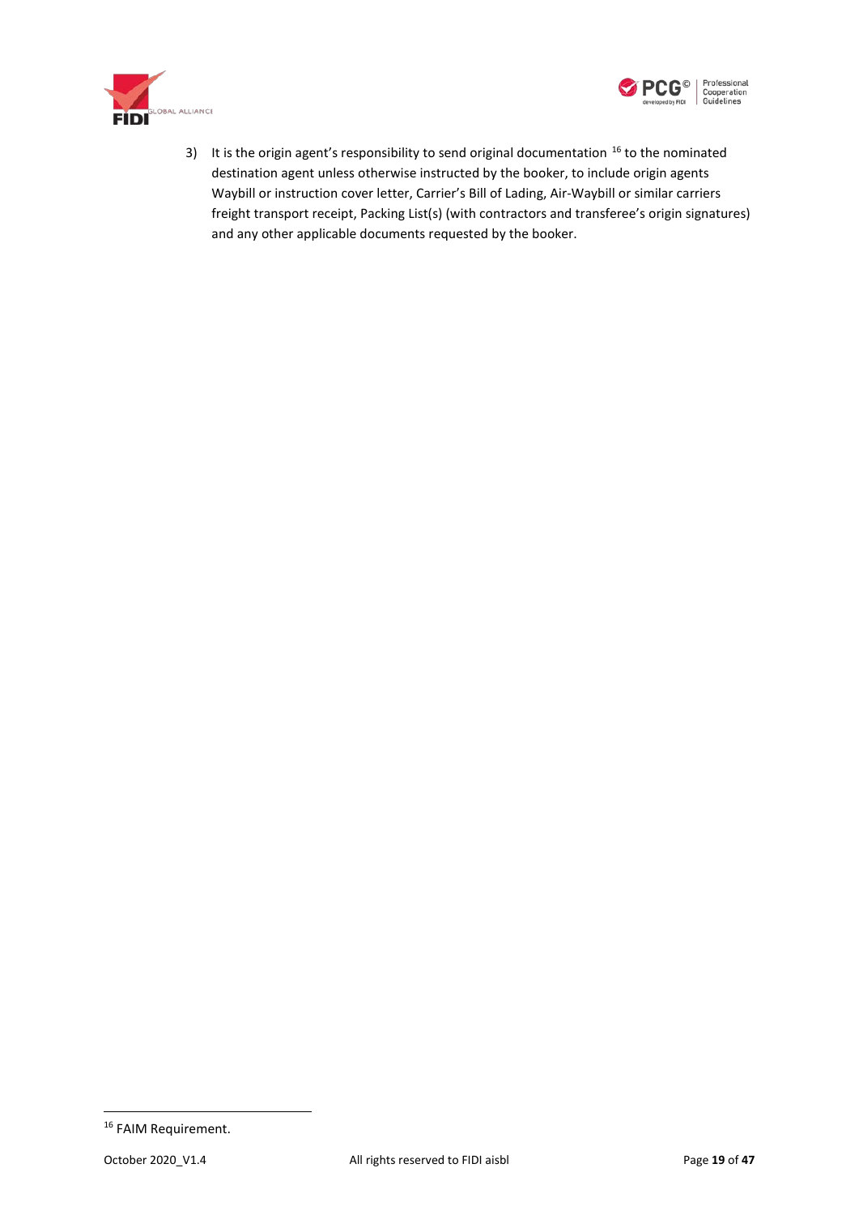3) It is the origin agent's responsibility to send original documentation [16] to the nominated destination agent unless otherwise instructed by the booker, to include origin agents Waybill or instruction cover letter, Carrier's Bill of Lading, Air-Waybill or similar carriers freight transport receipt, Packing List(s) (with contractors and transferee's origin signatures) and any other applicable documents requested by the booker.

[16] FAIM Requirement.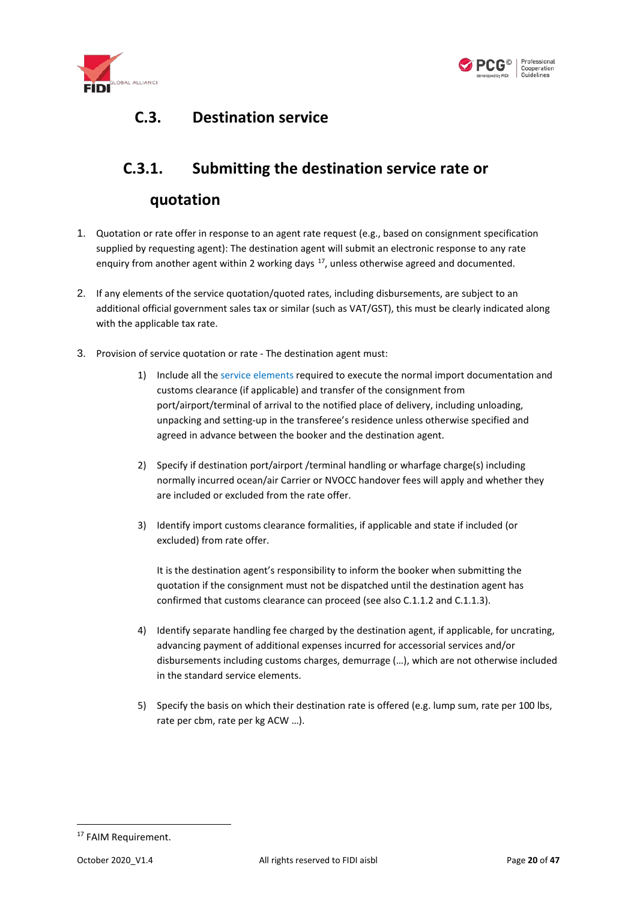## C.3. Destination service

### C.3.1. Submitting the destination service rate or quotation

1. Quotation or rate offer in response to an agent rate request (e.g., based on consignment specification supplied by requesting agent): The destination agent will submit an electronic response to any rate enquiry from another agent within 2 working days [17], unless otherwise agreed and documented.

2. If any elements of the service quotation/quoted rates, including disbursements, are subject to an additional official government sales tax or similar (such as VAT/GST), this must be clearly indicated along with the applicable tax rate.

3. Provision of service quotation or rate - The destination agent must:

   1) Include all the service elements required to execute the normal import documentation and customs clearance (if applicable) and transfer of the consignment from port/airport/terminal of arrival to the notified place of delivery, including unloading, unpacking and setting-up in the transferee's residence unless otherwise specified and agreed in advance between the booker and the destination agent.

   2) Specify if destination port/airport /terminal handling or wharfage charge(s) including normally incurred ocean/air Carrier or NVOCC handover fees will apply and whether they are included or excluded from the rate offer.

   3) Identify import customs clearance formalities, if applicable and state if included (or excluded) from rate offer.

      It is the destination agent's responsibility to inform the booker when submitting the quotation if the consignment must not be dispatched until the destination agent has confirmed that customs clearance can proceed (see also C.1.1.2 and C.1.1.3).

   4) Identify separate handling fee charged by the destination agent, if applicable, for uncrating, advancing payment of additional expenses incurred for accessorial services and/or disbursements including customs charges, demurrage (…), which are not otherwise included in the standard service elements.

   5) Specify the basis on which their destination rate is offered (e.g. lump sum, rate per 100 lbs, rate per cbm, rate per kg ACW …).

[17] FAIM Requirement.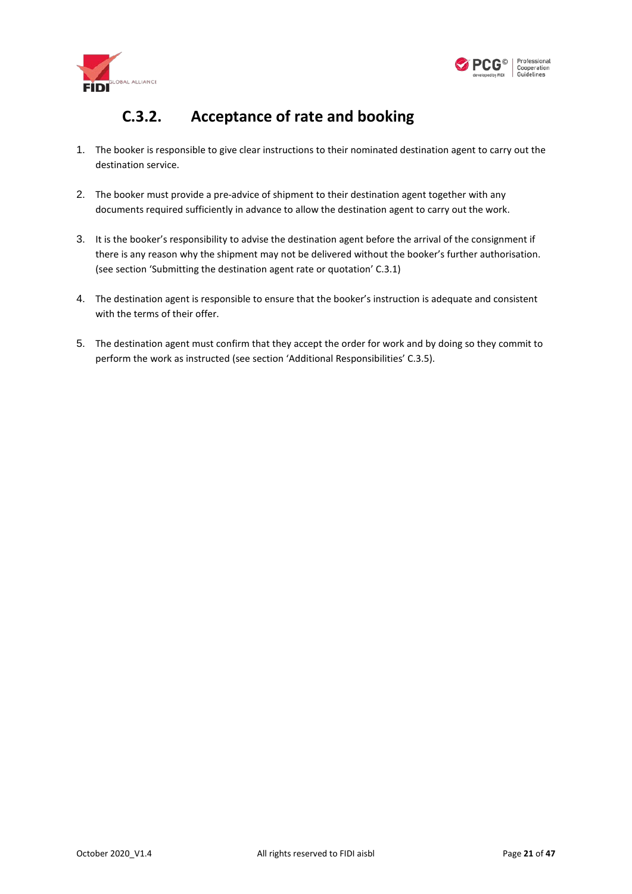### C.3.2. Acceptance of rate and booking

1. The booker is responsible to give clear instructions to their nominated destination agent to carry out the destination service.

2. The booker must provide a pre-advice of shipment to their destination agent together with any documents required sufficiently in advance to allow the destination agent to carry out the work.

3. It is the booker's responsibility to advise the destination agent before the arrival of the consignment if there is any reason why the shipment may not be delivered without the booker's further authorisation. (see section 'Submitting the destination agent rate or quotation' C.3.1)

4. The destination agent is responsible to ensure that the booker's instruction is adequate and consistent with the terms of their offer.

5. The destination agent must confirm that they accept the order for work and by doing so they commit to perform the work as instructed (see section 'Additional Responsibilities' C.3.5).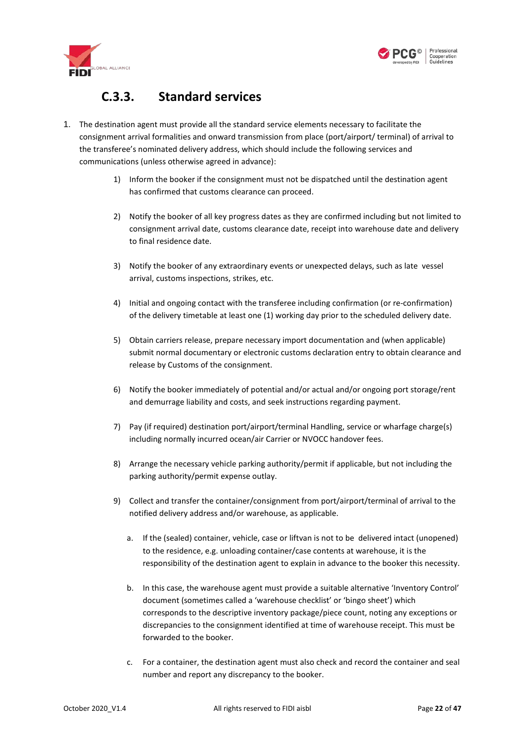### C.3.3. Standard services

1. The destination agent must provide all the standard service elements necessary to facilitate the consignment arrival formalities and onward transmission from place (port/airport/ terminal) of arrival to the transferee's nominated delivery address, which should include the following services and communications (unless otherwise agreed in advance):

    1) Inform the booker if the consignment must not be dispatched until the destination agent has confirmed that customs clearance can proceed.

    2) Notify the booker of all key progress dates as they are confirmed including but not limited to consignment arrival date, customs clearance date, receipt into warehouse date and delivery to final residence date.

    3) Notify the booker of any extraordinary events or unexpected delays, such as late vessel arrival, customs inspections, strikes, etc.

    4) Initial and ongoing contact with the transferee including confirmation (or re-confirmation) of the delivery timetable at least one (1) working day prior to the scheduled delivery date.

    5) Obtain carriers release, prepare necessary import documentation and (when applicable) submit normal documentary or electronic customs declaration entry to obtain clearance and release by Customs of the consignment.

    6) Notify the booker immediately of potential and/or actual and/or ongoing port storage/rent and demurrage liability and costs, and seek instructions regarding payment.

    7) Pay (if required) destination port/airport/terminal Handling, service or wharfage charge(s) including normally incurred ocean/air Carrier or NVOCC handover fees.

    8) Arrange the necessary vehicle parking authority/permit if applicable, but not including the parking authority/permit expense outlay.

    9) Collect and transfer the container/consignment from port/airport/terminal of arrival to the notified delivery address and/or warehouse, as applicable.

        a. If the (sealed) container, vehicle, case or liftvan is not to be delivered intact (unopened) to the residence, e.g. unloading container/case contents at warehouse, it is the responsibility of the destination agent to explain in advance to the booker this necessity.

        b. In this case, the warehouse agent must provide a suitable alternative 'Inventory Control' document (sometimes called a 'warehouse checklist' or 'bingo sheet') which corresponds to the descriptive inventory package/piece count, noting any exceptions or discrepancies to the consignment identified at time of warehouse receipt. This must be forwarded to the booker.

        c. For a container, the destination agent must also check and record the container and seal number and report any discrepancy to the booker.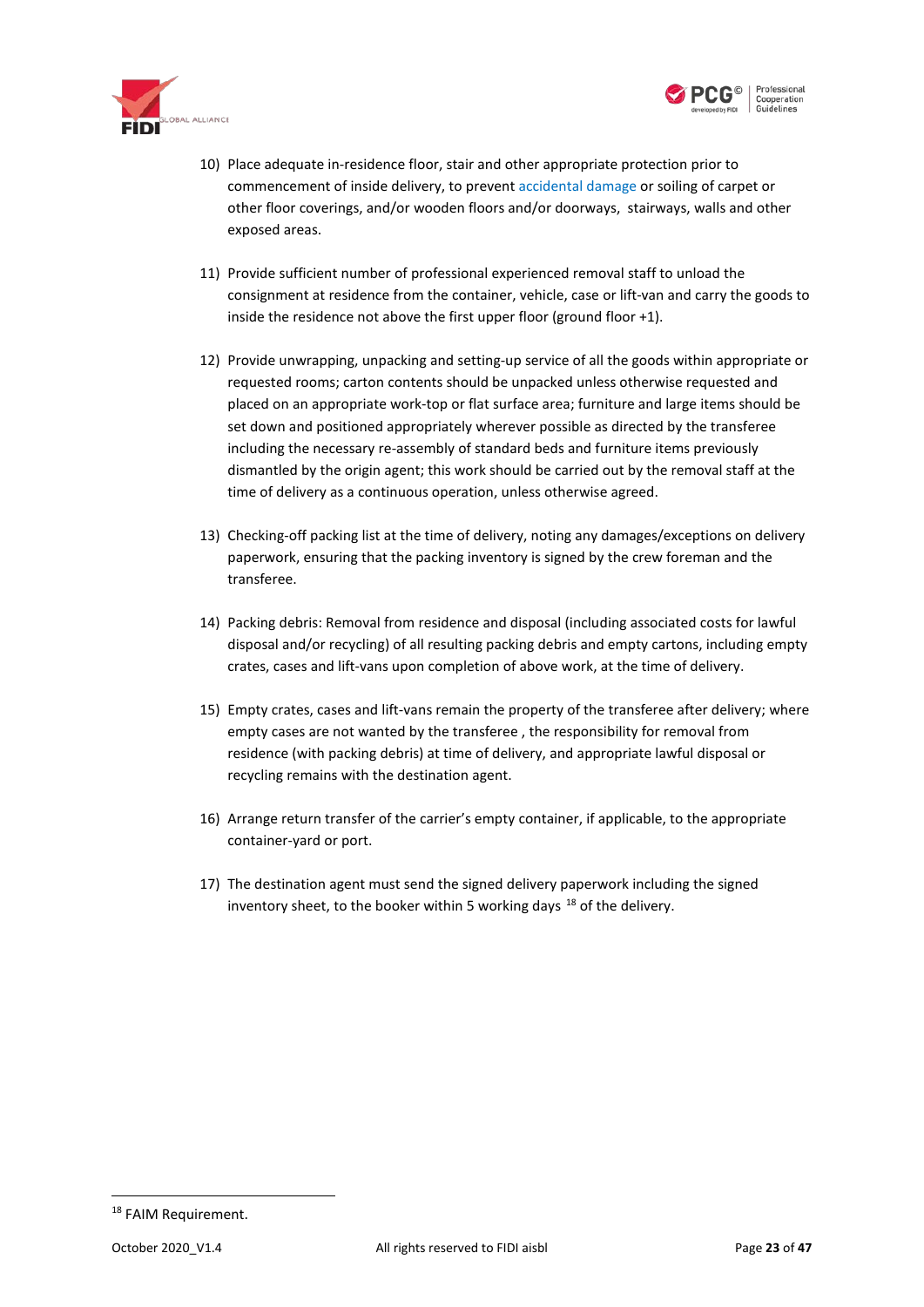10) Place adequate in-residence floor, stair and other appropriate protection prior to commencement of inside delivery, to prevent accidental damage or soiling of carpet or other floor coverings, and/or wooden floors and/or doorways, stairways, walls and other exposed areas.

11) Provide sufficient number of professional experienced removal staff to unload the consignment at residence from the container, vehicle, case or lift-van and carry the goods to inside the residence not above the first upper floor (ground floor +1).

12) Provide unwrapping, unpacking and setting-up service of all the goods within appropriate or requested rooms; carton contents should be unpacked unless otherwise requested and placed on an appropriate work-top or flat surface area; furniture and large items should be set down and positioned appropriately wherever possible as directed by the transferee including the necessary re-assembly of standard beds and furniture items previously dismantled by the origin agent; this work should be carried out by the removal staff at the time of delivery as a continuous operation, unless otherwise agreed.

13) Checking-off packing list at the time of delivery, noting any damages/exceptions on delivery paperwork, ensuring that the packing inventory is signed by the crew foreman and the transferee.

14) Packing debris: Removal from residence and disposal (including associated costs for lawful disposal and/or recycling) of all resulting packing debris and empty cartons, including empty crates, cases and lift-vans upon completion of above work, at the time of delivery.

15) Empty crates, cases and lift-vans remain the property of the transferee after delivery; where empty cases are not wanted by the transferee , the responsibility for removal from residence (with packing debris) at time of delivery, and appropriate lawful disposal or recycling remains with the destination agent.

16) Arrange return transfer of the carrier's empty container, if applicable, to the appropriate container-yard or port.

17) The destination agent must send the signed delivery paperwork including the signed inventory sheet, to the booker within 5 working days [18] of the delivery.

---

[18] FAIM Requirement.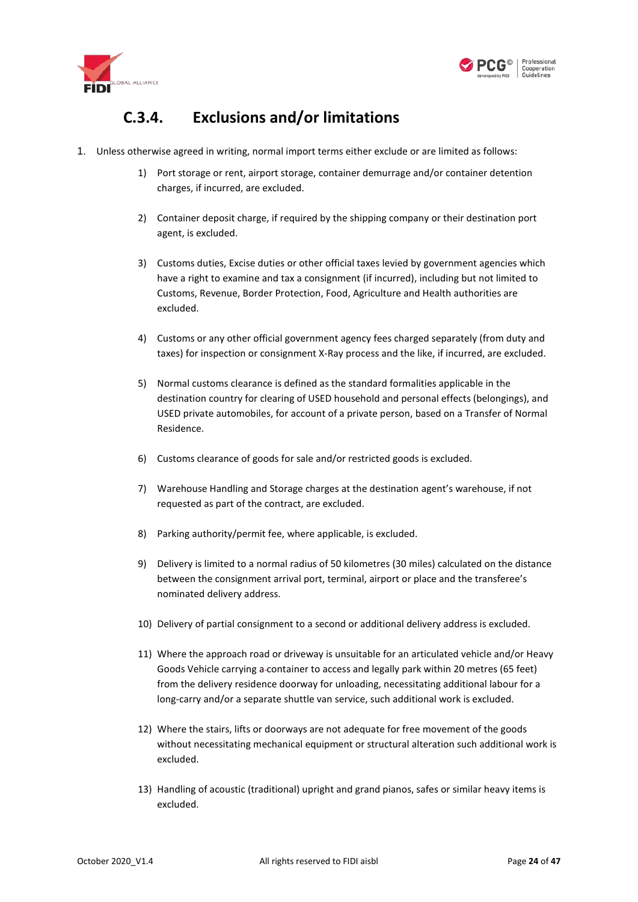## C.3.4. Exclusions and/or limitations

1. Unless otherwise agreed in writing, normal import terms either exclude or are limited as follows:

    1) Port storage or rent, airport storage, container demurrage and/or container detention charges, if incurred, are excluded.

    2) Container deposit charge, if required by the shipping company or their destination port agent, is excluded.

    3) Customs duties, Excise duties or other official taxes levied by government agencies which have a right to examine and tax a consignment (if incurred), including but not limited to Customs, Revenue, Border Protection, Food, Agriculture and Health authorities are excluded.

    4) Customs or any other official government agency fees charged separately (from duty and taxes) for inspection or consignment X-Ray process and the like, if incurred, are excluded.

    5) Normal customs clearance is defined as the standard formalities applicable in the destination country for clearing of USED household and personal effects (belongings), and USED private automobiles, for account of a private person, based on a Transfer of Normal Residence.

    6) Customs clearance of goods for sale and/or restricted goods is excluded.

    7) Warehouse Handling and Storage charges at the destination agent's warehouse, if not requested as part of the contract, are excluded.

    8) Parking authority/permit fee, where applicable, is excluded.

    9) Delivery is limited to a normal radius of 50 kilometres (30 miles) calculated on the distance between the consignment arrival port, terminal, airport or place and the transferee's nominated delivery address.

    10) Delivery of partial consignment to a second or additional delivery address is excluded.

    11) Where the approach road or driveway is unsuitable for an articulated vehicle and/or Heavy Goods Vehicle carrying a container to access and legally park within 20 metres (65 feet) from the delivery residence doorway for unloading, necessitating additional labour for a long-carry and/or a separate shuttle van service, such additional work is excluded.

    12) Where the stairs, lifts or doorways are not adequate for free movement of the goods without necessitating mechanical equipment or structural alteration such additional work is excluded.

    13) Handling of acoustic (traditional) upright and grand pianos, safes or similar heavy items is excluded.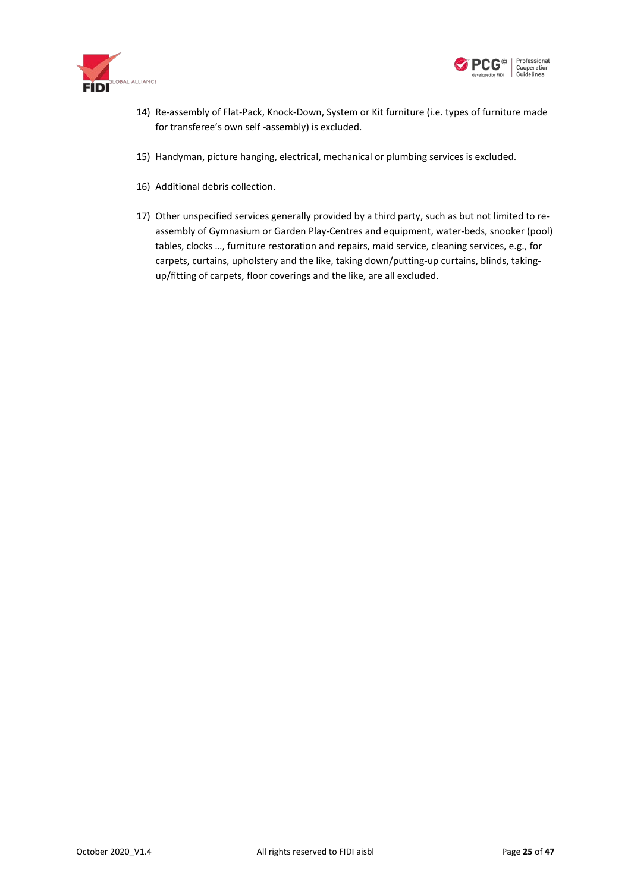14) Re-assembly of Flat-Pack, Knock-Down, System or Kit furniture (i.e. types of furniture made for transferee's own self -assembly) is excluded.

15) Handyman, picture hanging, electrical, mechanical or plumbing services is excluded.

16) Additional debris collection.

17) Other unspecified services generally provided by a third party, such as but not limited to re-assembly of Gymnasium or Garden Play-Centres and equipment, water-beds, snooker (pool) tables, clocks …, furniture restoration and repairs, maid service, cleaning services, e.g., for carpets, curtains, upholstery and the like, taking down/putting-up curtains, blinds, taking-up/fitting of carpets, floor coverings and the like, are all excluded.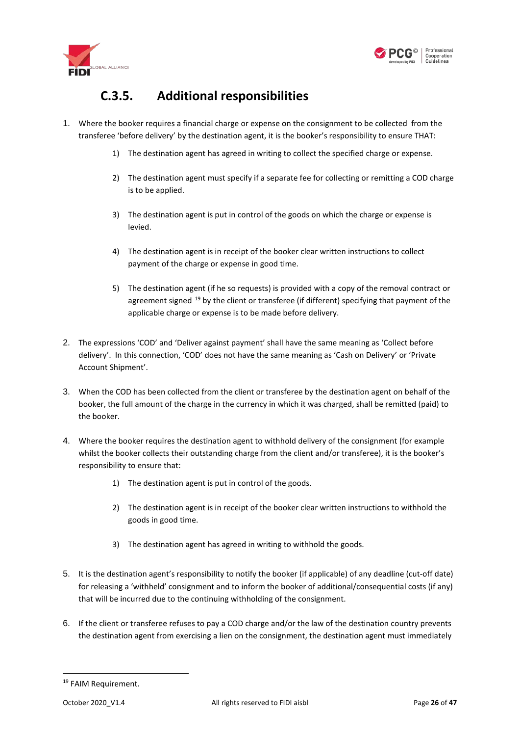## C.3.5. Additional responsibilities

1. Where the booker requires a financial charge or expense on the consignment to be collected from the transferee 'before delivery' by the destination agent, it is the booker's responsibility to ensure THAT:
   1) The destination agent has agreed in writing to collect the specified charge or expense.
   2) The destination agent must specify if a separate fee for collecting or remitting a COD charge is to be applied.
   3) The destination agent is put in control of the goods on which the charge or expense is levied.
   4) The destination agent is in receipt of the booker clear written instructions to collect payment of the charge or expense in good time.
   5) The destination agent (if he so requests) is provided with a copy of the removal contract or agreement signed [19] by the client or transferee (if different) specifying that payment of the applicable charge or expense is to be made before delivery.

2. The expressions 'COD' and 'Deliver against payment' shall have the same meaning as 'Collect before delivery'. In this connection, 'COD' does not have the same meaning as 'Cash on Delivery' or 'Private Account Shipment'.

3. When the COD has been collected from the client or transferee by the destination agent on behalf of the booker, the full amount of the charge in the currency in which it was charged, shall be remitted (paid) to the booker.

4. Where the booker requires the destination agent to withhold delivery of the consignment (for example whilst the booker collects their outstanding charge from the client and/or transferee), it is the booker's responsibility to ensure that:
   1) The destination agent is put in control of the goods.
   2) The destination agent is in receipt of the booker clear written instructions to withhold the goods in good time.
   3) The destination agent has agreed in writing to withhold the goods.

5. It is the destination agent's responsibility to notify the booker (if applicable) of any deadline (cut-off date) for releasing a 'withheld' consignment and to inform the booker of additional/consequential costs (if any) that will be incurred due to the continuing withholding of the consignment.

6. If the client or transferee refuses to pay a COD charge and/or the law of the destination country prevents the destination agent from exercising a lien on the consignment, the destination agent must immediately

[19] FAIM Requirement.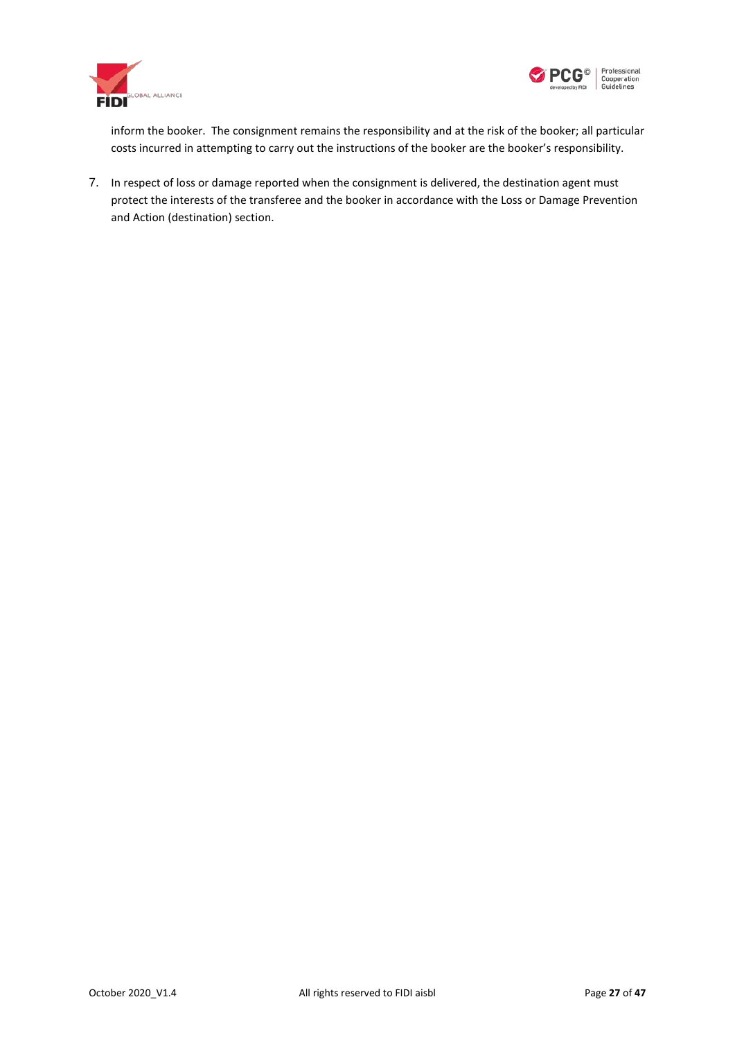inform the booker. The consignment remains the responsibility and at the risk of the booker; all particular costs incurred in attempting to carry out the instructions of the booker are the booker's responsibility.

7. In respect of loss or damage reported when the consignment is delivered, the destination agent must protect the interests of the transferee and the booker in accordance with the Loss or Damage Prevention and Action (destination) section.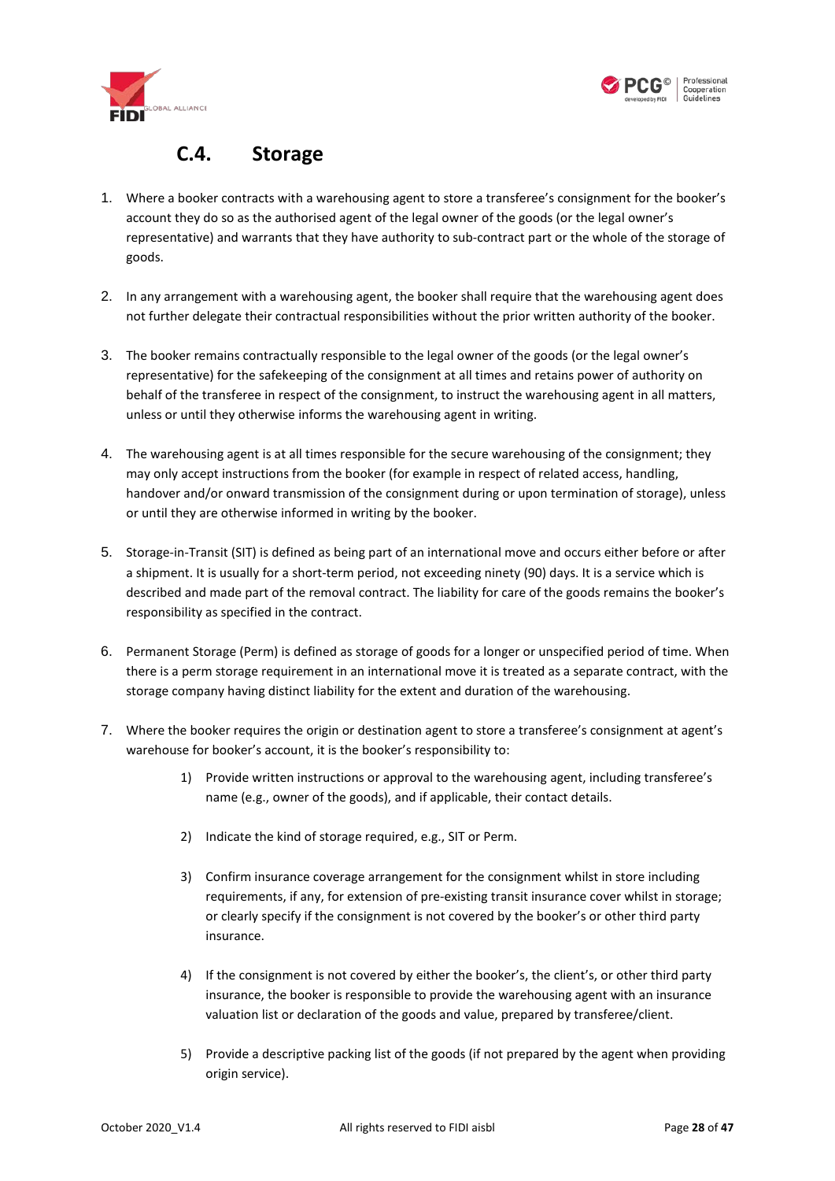## C.4. Storage

1. Where a booker contracts with a warehousing agent to store a transferee's consignment for the booker's account they do so as the authorised agent of the legal owner of the goods (or the legal owner's representative) and warrants that they have authority to sub-contract part or the whole of the storage of goods.

2. In any arrangement with a warehousing agent, the booker shall require that the warehousing agent does not further delegate their contractual responsibilities without the prior written authority of the booker.

3. The booker remains contractually responsible to the legal owner of the goods (or the legal owner's representative) for the safekeeping of the consignment at all times and retains power of authority on behalf of the transferee in respect of the consignment, to instruct the warehousing agent in all matters, unless or until they otherwise informs the warehousing agent in writing.

4. The warehousing agent is at all times responsible for the secure warehousing of the consignment; they may only accept instructions from the booker (for example in respect of related access, handling, handover and/or onward transmission of the consignment during or upon termination of storage), unless or until they are otherwise informed in writing by the booker.

5. Storage-in-Transit (SIT) is defined as being part of an international move and occurs either before or after a shipment. It is usually for a short-term period, not exceeding ninety (90) days. It is a service which is described and made part of the removal contract. The liability for care of the goods remains the booker's responsibility as specified in the contract.

6. Permanent Storage (Perm) is defined as storage of goods for a longer or unspecified period of time. When there is a perm storage requirement in an international move it is treated as a separate contract, with the storage company having distinct liability for the extent and duration of the warehousing.

7. Where the booker requires the origin or destination agent to store a transferee's consignment at agent's warehouse for booker's account, it is the booker's responsibility to:

    1) Provide written instructions or approval to the warehousing agent, including transferee's name (e.g., owner of the goods), and if applicable, their contact details.

    2) Indicate the kind of storage required, e.g., SIT or Perm.

    3) Confirm insurance coverage arrangement for the consignment whilst in store including requirements, if any, for extension of pre-existing transit insurance cover whilst in storage; or clearly specify if the consignment is not covered by the booker's or other third party insurance.

    4) If the consignment is not covered by either the booker's, the client's, or other third party insurance, the booker is responsible to provide the warehousing agent with an insurance valuation list or declaration of the goods and value, prepared by transferee/client.

    5) Provide a descriptive packing list of the goods (if not prepared by the agent when providing origin service).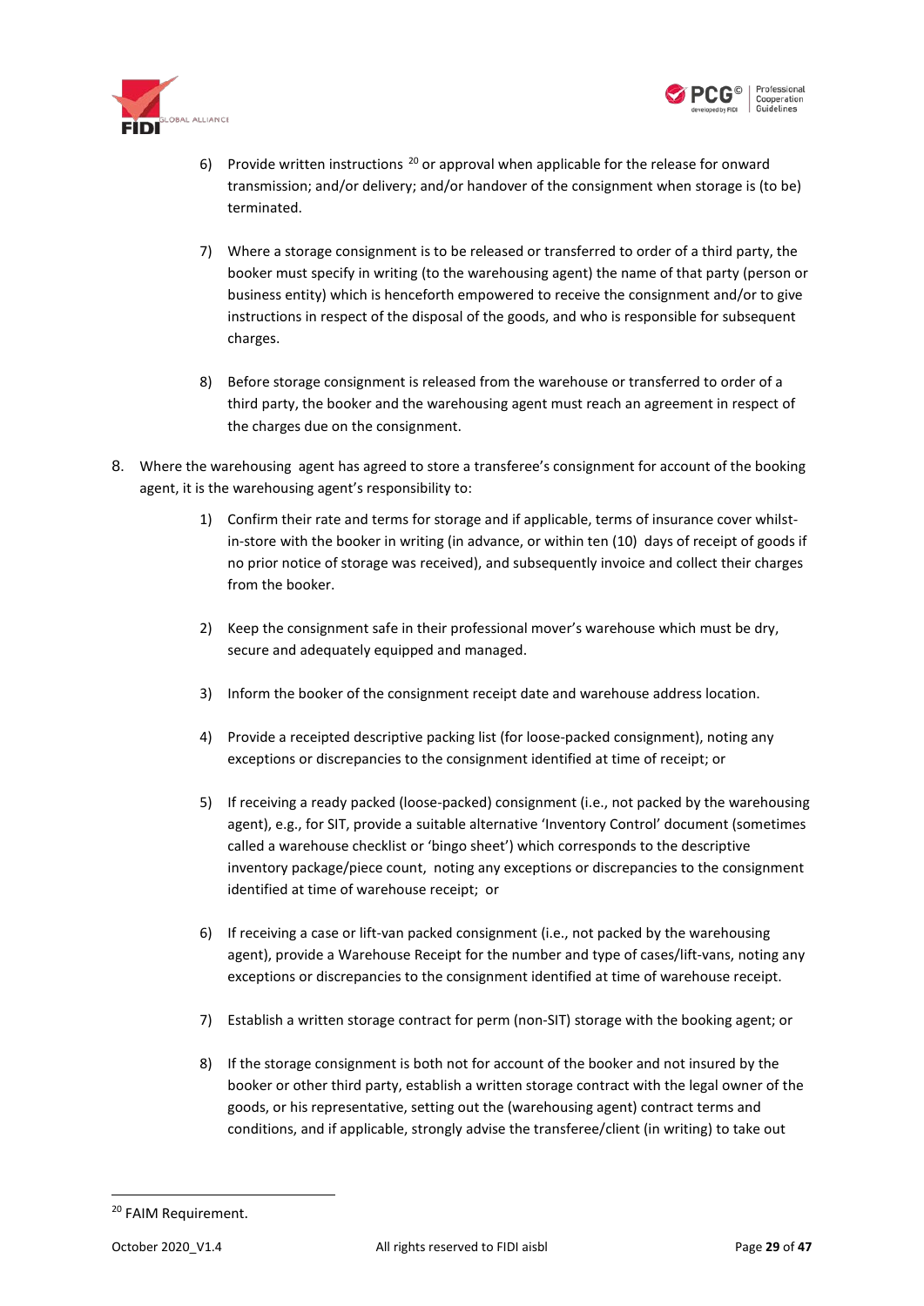6) Provide written instructions [20] or approval when applicable for the release for onward transmission; and/or delivery; and/or handover of the consignment when storage is (to be) terminated.

7) Where a storage consignment is to be released or transferred to order of a third party, the booker must specify in writing (to the warehousing agent) the name of that party (person or business entity) which is henceforth empowered to receive the consignment and/or to give instructions in respect of the disposal of the goods, and who is responsible for subsequent charges.

8) Before storage consignment is released from the warehouse or transferred to order of a third party, the booker and the warehousing agent must reach an agreement in respect of the charges due on the consignment.

8. Where the warehousing agent has agreed to store a transferee's consignment for account of the booking agent, it is the warehousing agent's responsibility to:

   1) Confirm their rate and terms for storage and if applicable, terms of insurance cover whilst-in-store with the booker in writing (in advance, or within ten (10) days of receipt of goods if no prior notice of storage was received), and subsequently invoice and collect their charges from the booker.

   2) Keep the consignment safe in their professional mover's warehouse which must be dry, secure and adequately equipped and managed.

   3) Inform the booker of the consignment receipt date and warehouse address location.

   4) Provide a receipted descriptive packing list (for loose-packed consignment), noting any exceptions or discrepancies to the consignment identified at time of receipt; or

   5) If receiving a ready packed (loose-packed) consignment (i.e., not packed by the warehousing agent), e.g., for SIT, provide a suitable alternative 'Inventory Control' document (sometimes called a warehouse checklist or 'bingo sheet') which corresponds to the descriptive inventory package/piece count, noting any exceptions or discrepancies to the consignment identified at time of warehouse receipt; or

   6) If receiving a case or lift-van packed consignment (i.e., not packed by the warehousing agent), provide a Warehouse Receipt for the number and type of cases/lift-vans, noting any exceptions or discrepancies to the consignment identified at time of warehouse receipt.

   7) Establish a written storage contract for perm (non-SIT) storage with the booking agent; or

   8) If the storage consignment is both not for account of the booker and not insured by the booker or other third party, establish a written storage contract with the legal owner of the goods, or his representative, setting out the (warehousing agent) contract terms and conditions, and if applicable, strongly advise the transferee/client (in writing) to take out

[20] FAIM Requirement.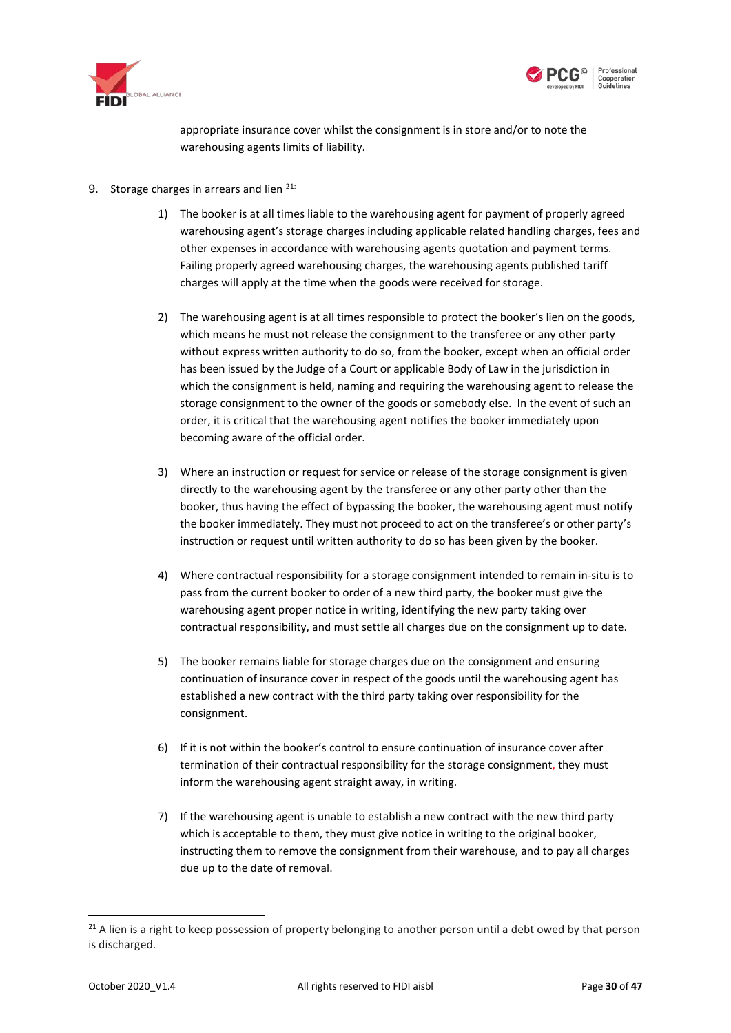appropriate insurance cover whilst the consignment is in store and/or to note the warehousing agents limits of liability.

9. Storage charges in arrears and lien [21]:

   1) The booker is at all times liable to the warehousing agent for payment of properly agreed warehousing agent's storage charges including applicable related handling charges, fees and other expenses in accordance with warehousing agents quotation and payment terms. Failing properly agreed warehousing charges, the warehousing agents published tariff charges will apply at the time when the goods were received for storage.

   2) The warehousing agent is at all times responsible to protect the booker's lien on the goods, which means he must not release the consignment to the transferee or any other party without express written authority to do so, from the booker, except when an official order has been issued by the Judge of a Court or applicable Body of Law in the jurisdiction in which the consignment is held, naming and requiring the warehousing agent to release the storage consignment to the owner of the goods or somebody else. In the event of such an order, it is critical that the warehousing agent notifies the booker immediately upon becoming aware of the official order.

   3) Where an instruction or request for service or release of the storage consignment is given directly to the warehousing agent by the transferee or any other party other than the booker, thus having the effect of bypassing the booker, the warehousing agent must notify the booker immediately. They must not proceed to act on the transferee's or other party's instruction or request until written authority to do so has been given by the booker.

   4) Where contractual responsibility for a storage consignment intended to remain in-situ is to pass from the current booker to order of a new third party, the booker must give the warehousing agent proper notice in writing, identifying the new party taking over contractual responsibility, and must settle all charges due on the consignment up to date.

   5) The booker remains liable for storage charges due on the consignment and ensuring continuation of insurance cover in respect of the goods until the warehousing agent has established a new contract with the third party taking over responsibility for the consignment.

   6) If it is not within the booker's control to ensure continuation of insurance cover after termination of their contractual responsibility for the storage consignment, they must inform the warehousing agent straight away, in writing.

   7) If the warehousing agent is unable to establish a new contract with the new third party which is acceptable to them, they must give notice in writing to the original booker, instructing them to remove the consignment from their warehouse, and to pay all charges due up to the date of removal.

---

[21] A lien is a right to keep possession of property belonging to another person until a debt owed by that person is discharged.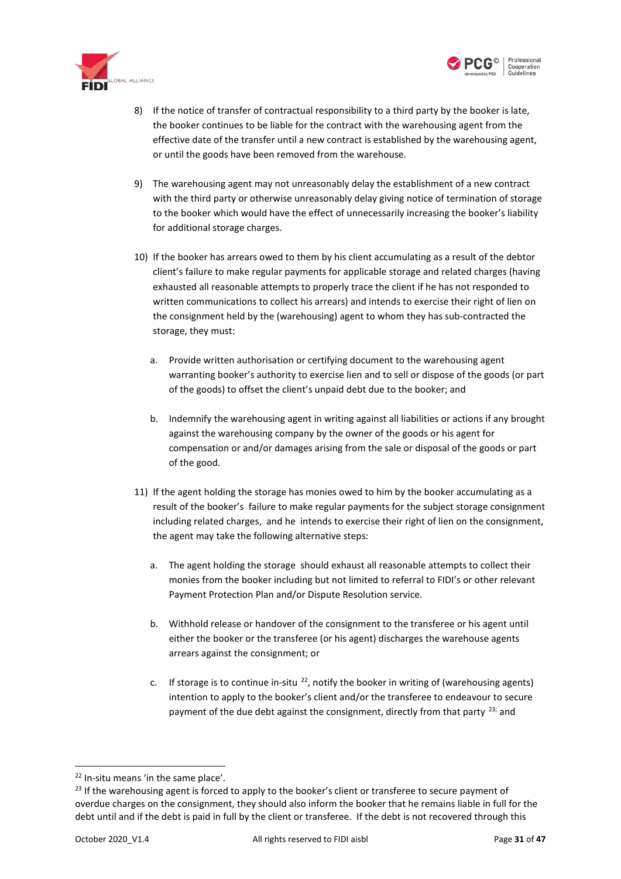8) If the notice of transfer of contractual responsibility to a third party by the booker is late, the booker continues to be liable for the contract with the warehousing agent from the effective date of the transfer until a new contract is established by the warehousing agent, or until the goods have been removed from the warehouse.

9) The warehousing agent may not unreasonably delay the establishment of a new contract with the third party or otherwise unreasonably delay giving notice of termination of storage to the booker which would have the effect of unnecessarily increasing the booker's liability for additional storage charges.

10) If the booker has arrears owed to them by his client accumulating as a result of the debtor client's failure to make regular payments for applicable storage and related charges (having exhausted all reasonable attempts to properly trace the client if he has not responded to written communications to collect his arrears) and intends to exercise their right of lien on the consignment held by the (warehousing) agent to whom they has sub-contracted the storage, they must:

    a. Provide written authorisation or certifying document to the warehousing agent warranting booker's authority to exercise lien and to sell or dispose of the goods (or part of the goods) to offset the client's unpaid debt due to the booker; and

    b. Indemnify the warehousing agent in writing against all liabilities or actions if any brought against the warehousing company by the owner of the goods or his agent for compensation or and/or damages arising from the sale or disposal of the goods or part of the good.

11) If the agent holding the storage has monies owed to him by the booker accumulating as a result of the booker's failure to make regular payments for the subject storage consignment including related charges, and he intends to exercise their right of lien on the consignment, the agent may take the following alternative steps:

    a. The agent holding the storage should exhaust all reasonable attempts to collect their monies from the booker including but not limited to referral to FIDI's or other relevant Payment Protection Plan and/or Dispute Resolution service.

    b. Withhold release or handover of the consignment to the transferee or his agent until either the booker or the transferee (or his agent) discharges the warehouse agents arrears against the consignment; or

    c. If storage is to continue in-situ [22], notify the booker in writing of (warehousing agents) intention to apply to the booker's client and/or the transferee to endeavour to secure payment of the due debt against the consignment, directly from that party [23]; and

---

[22] In-situ means 'in the same place'.

[23] If the warehousing agent is forced to apply to the booker's client or transferee to secure payment of overdue charges on the consignment, they should also inform the booker that he remains liable in full for the debt until and if the debt is paid in full by the client or transferee. If the debt is not recovered through this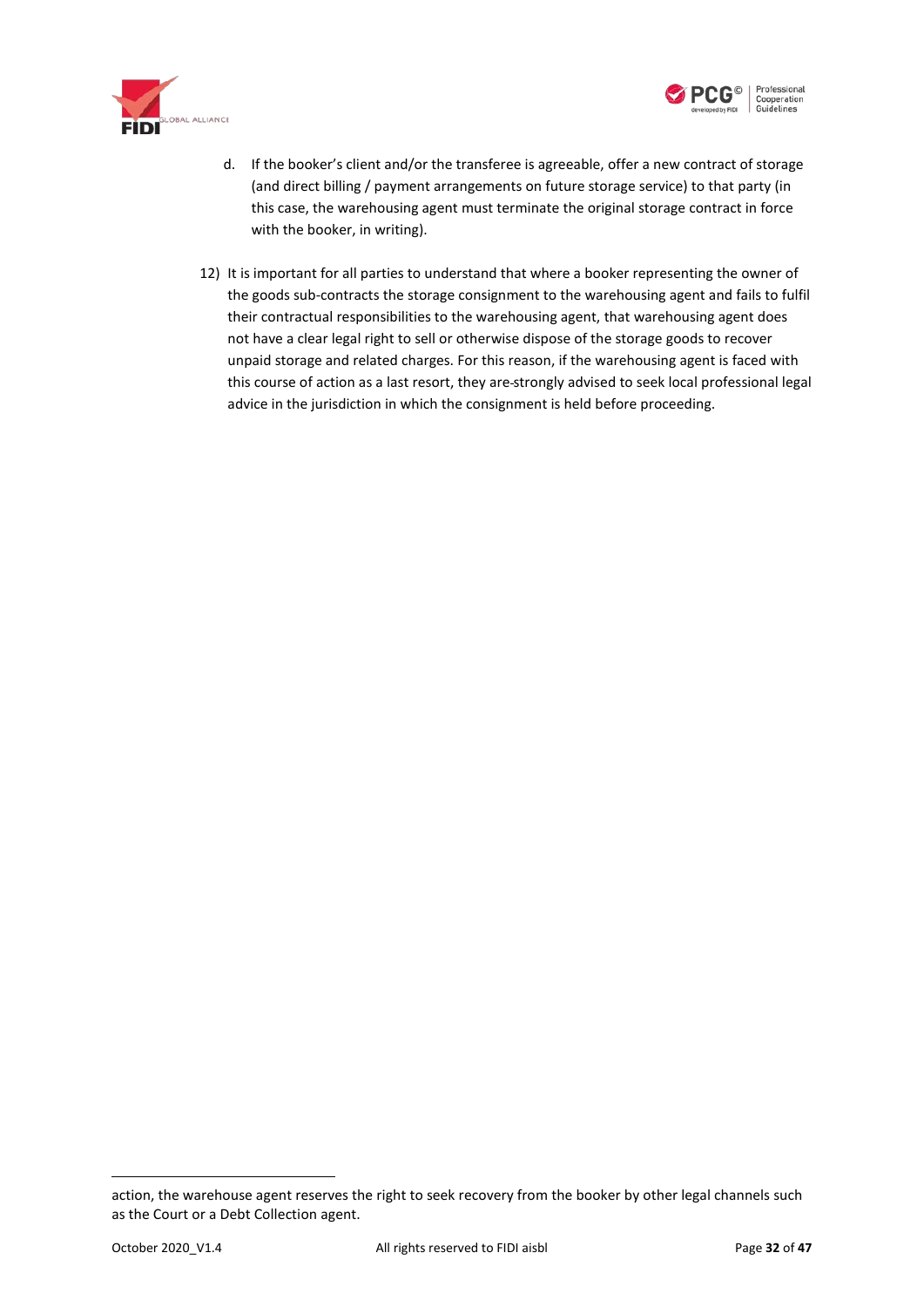d. If the booker's client and/or the transferee is agreeable, offer a new contract of storage (and direct billing / payment arrangements on future storage service) to that party (in this case, the warehousing agent must terminate the original storage contract in force with the booker, in writing).

12) It is important for all parties to understand that where a booker representing the owner of the goods sub-contracts the storage consignment to the warehousing agent and fails to fulfil their contractual responsibilities to the warehousing agent, that warehousing agent does not have a clear legal right to sell or otherwise dispose of the storage goods to recover unpaid storage and related charges. For this reason, if the warehousing agent is faced with this course of action as a last resort, they are strongly advised to seek local professional legal advice in the jurisdiction in which the consignment is held before proceeding.

---

action, the warehouse agent reserves the right to seek recovery from the booker by other legal channels such as the Court or a Debt Collection agent.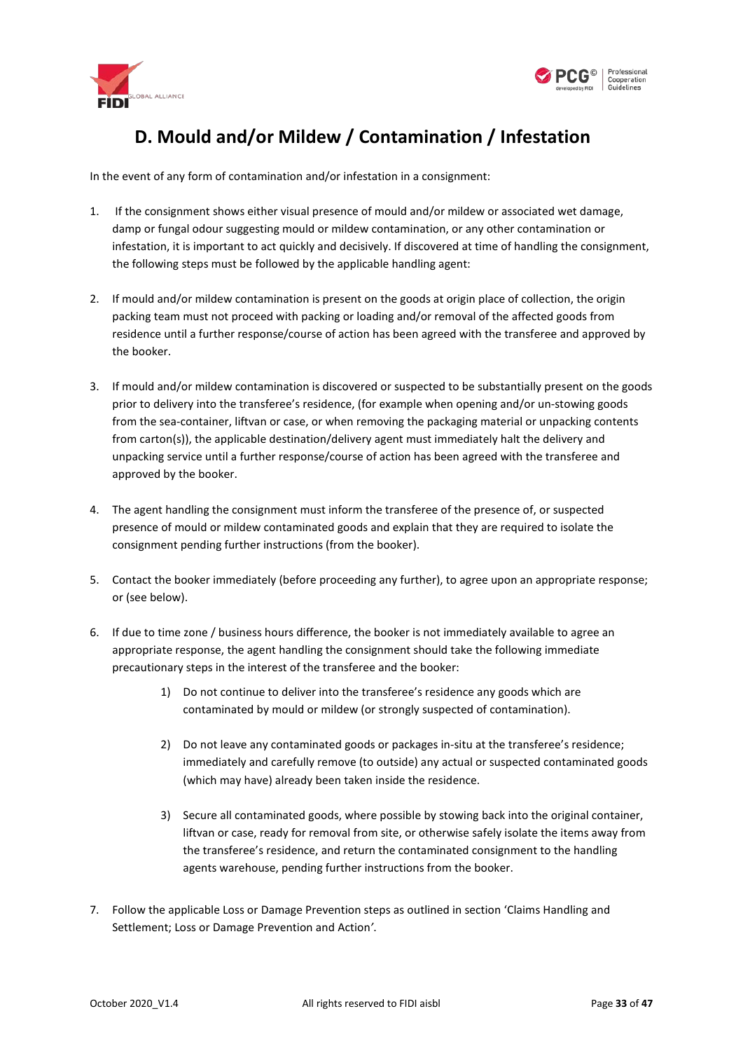# D. Mould and/or Mildew / Contamination / Infestation

In the event of any form of contamination and/or infestation in a consignment:

1. If the consignment shows either visual presence of mould and/or mildew or associated wet damage, damp or fungal odour suggesting mould or mildew contamination, or any other contamination or infestation, it is important to act quickly and decisively. If discovered at time of handling the consignment, the following steps must be followed by the applicable handling agent:

2. If mould and/or mildew contamination is present on the goods at origin place of collection, the origin packing team must not proceed with packing or loading and/or removal of the affected goods from residence until a further response/course of action has been agreed with the transferee and approved by the booker.

3. If mould and/or mildew contamination is discovered or suspected to be substantially present on the goods prior to delivery into the transferee's residence, (for example when opening and/or un-stowing goods from the sea-container, liftvan or case, or when removing the packaging material or unpacking contents from carton(s)), the applicable destination/delivery agent must immediately halt the delivery and unpacking service until a further response/course of action has been agreed with the transferee and approved by the booker.

4. The agent handling the consignment must inform the transferee of the presence of, or suspected presence of mould or mildew contaminated goods and explain that they are required to isolate the consignment pending further instructions (from the booker).

5. Contact the booker immediately (before proceeding any further), to agree upon an appropriate response; or (see below).

6. If due to time zone / business hours difference, the booker is not immediately available to agree an appropriate response, the agent handling the consignment should take the following immediate precautionary steps in the interest of the transferee and the booker:

    1) Do not continue to deliver into the transferee's residence any goods which are contaminated by mould or mildew (or strongly suspected of contamination).

    2) Do not leave any contaminated goods or packages in-situ at the transferee's residence; immediately and carefully remove (to outside) any actual or suspected contaminated goods (which may have) already been taken inside the residence.

    3) Secure all contaminated goods, where possible by stowing back into the original container, liftvan or case, ready for removal from site, or otherwise safely isolate the items away from the transferee's residence, and return the contaminated consignment to the handling agents warehouse, pending further instructions from the booker.

7. Follow the applicable Loss or Damage Prevention steps as outlined in section 'Claims Handling and Settlement; Loss or Damage Prevention and Action'.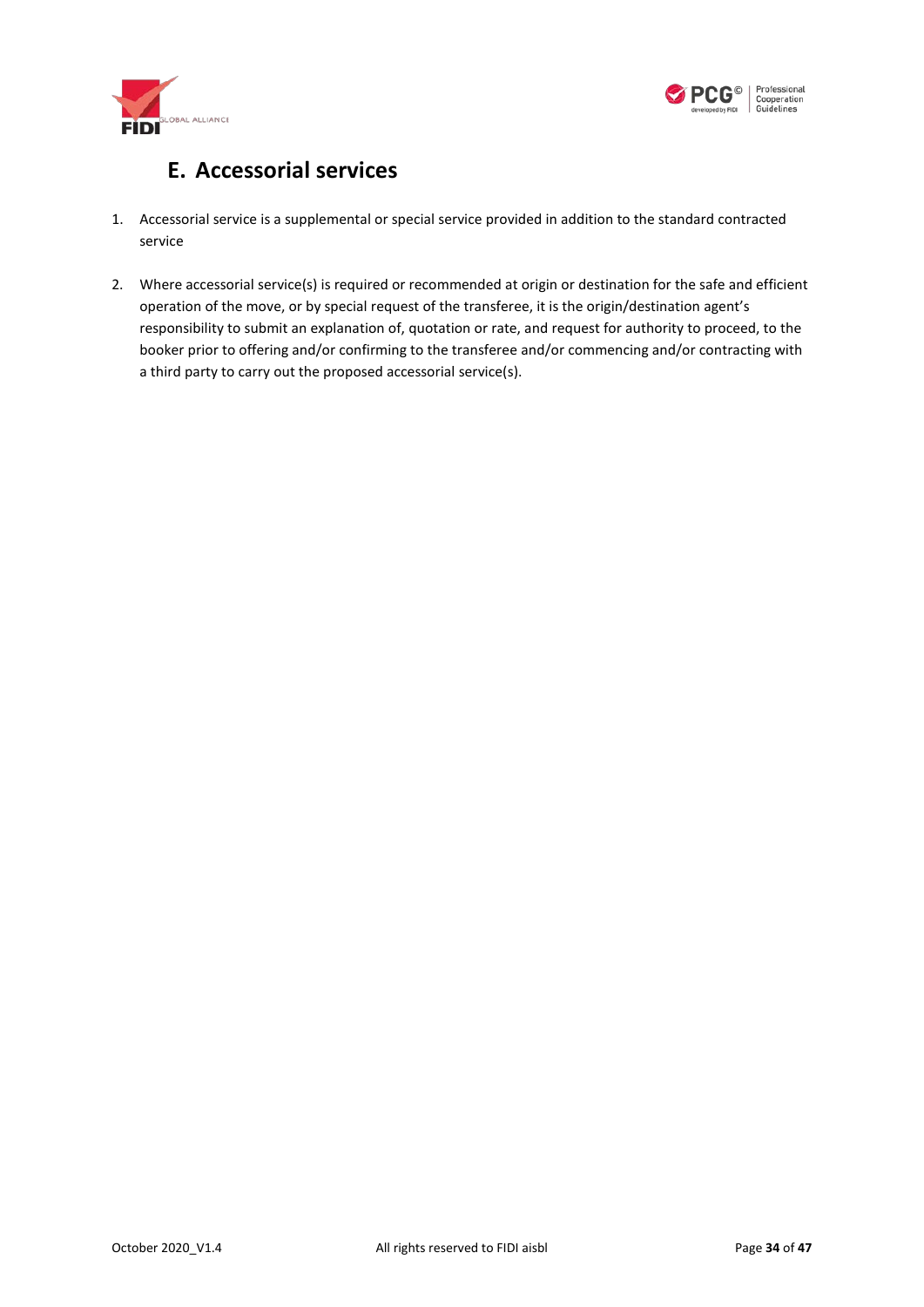# E. Accessorial services

1. Accessorial service is a supplemental or special service provided in addition to the standard contracted service

2. Where accessorial service(s) is required or recommended at origin or destination for the safe and efficient operation of the move, or by special request of the transferee, it is the origin/destination agent's responsibility to submit an explanation of, quotation or rate, and request for authority to proceed, to the booker prior to offering and/or confirming to the transferee and/or commencing and/or contracting with a third party to carry out the proposed accessorial service(s).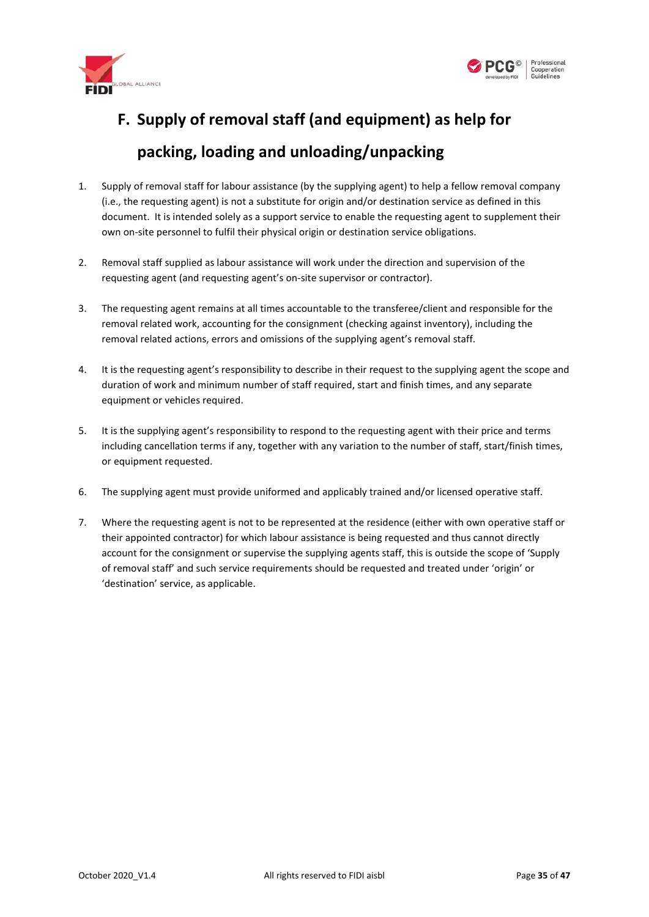# F. Supply of removal staff (and equipment) as help for packing, loading and unloading/unpacking

1. Supply of removal staff for labour assistance (by the supplying agent) to help a fellow removal company (i.e., the requesting agent) is not a substitute for origin and/or destination service as defined in this document. It is intended solely as a support service to enable the requesting agent to supplement their own on-site personnel to fulfil their physical origin or destination service obligations.

2. Removal staff supplied as labour assistance will work under the direction and supervision of the requesting agent (and requesting agent's on-site supervisor or contractor).

3. The requesting agent remains at all times accountable to the transferee/client and responsible for the removal related work, accounting for the consignment (checking against inventory), including the removal related actions, errors and omissions of the supplying agent's removal staff.

4. It is the requesting agent's responsibility to describe in their request to the supplying agent the scope and duration of work and minimum number of staff required, start and finish times, and any separate equipment or vehicles required.

5. It is the supplying agent's responsibility to respond to the requesting agent with their price and terms including cancellation terms if any, together with any variation to the number of staff, start/finish times, or equipment requested.

6. The supplying agent must provide uniformed and applicably trained and/or licensed operative staff.

7. Where the requesting agent is not to be represented at the residence (either with own operative staff or their appointed contractor) for which labour assistance is being requested and thus cannot directly account for the consignment or supervise the supplying agents staff, this is outside the scope of 'Supply of removal staff' and such service requirements should be requested and treated under 'origin' or 'destination' service, as applicable.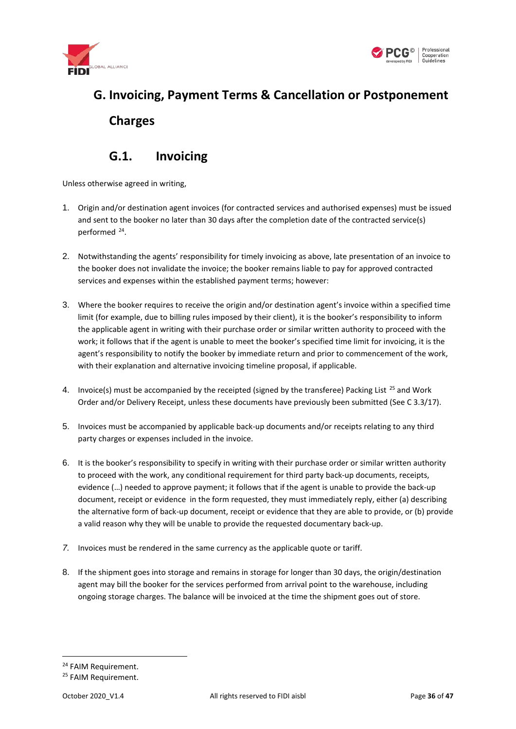# G. Invoicing, Payment Terms & Cancellation or Postponement Charges

## G.1. Invoicing

Unless otherwise agreed in writing,

1. Origin and/or destination agent invoices (for contracted services and authorised expenses) must be issued and sent to the booker no later than 30 days after the completion date of the contracted service(s) performed [24].

2. Notwithstanding the agents' responsibility for timely invoicing as above, late presentation of an invoice to the booker does not invalidate the invoice; the booker remains liable to pay for approved contracted services and expenses within the established payment terms; however:

3. Where the booker requires to receive the origin and/or destination agent's invoice within a specified time limit (for example, due to billing rules imposed by their client), it is the booker's responsibility to inform the applicable agent in writing with their purchase order or similar written authority to proceed with the work; it follows that if the agent is unable to meet the booker's specified time limit for invoicing, it is the agent's responsibility to notify the booker by immediate return and prior to commencement of the work, with their explanation and alternative invoicing timeline proposal, if applicable.

4. Invoice(s) must be accompanied by the receipted (signed by the transferee) Packing List [25] and Work Order and/or Delivery Receipt, unless these documents have previously been submitted (See C 3.3/17).

5. Invoices must be accompanied by applicable back-up documents and/or receipts relating to any third party charges or expenses included in the invoice.

6. It is the booker's responsibility to specify in writing with their purchase order or similar written authority to proceed with the work, any conditional requirement for third party back-up documents, receipts, evidence (…) needed to approve payment; it follows that if the agent is unable to provide the back-up document, receipt or evidence in the form requested, they must immediately reply, either (a) describing the alternative form of back-up document, receipt or evidence that they are able to provide, or (b) provide a valid reason why they will be unable to provide the requested documentary back-up.

7. Invoices must be rendered in the same currency as the applicable quote or tariff.

8. If the shipment goes into storage and remains in storage for longer than 30 days, the origin/destination agent may bill the booker for the services performed from arrival point to the warehouse, including ongoing storage charges. The balance will be invoiced at the time the shipment goes out of store.

---

[24] FAIM Requirement.

[25] FAIM Requirement.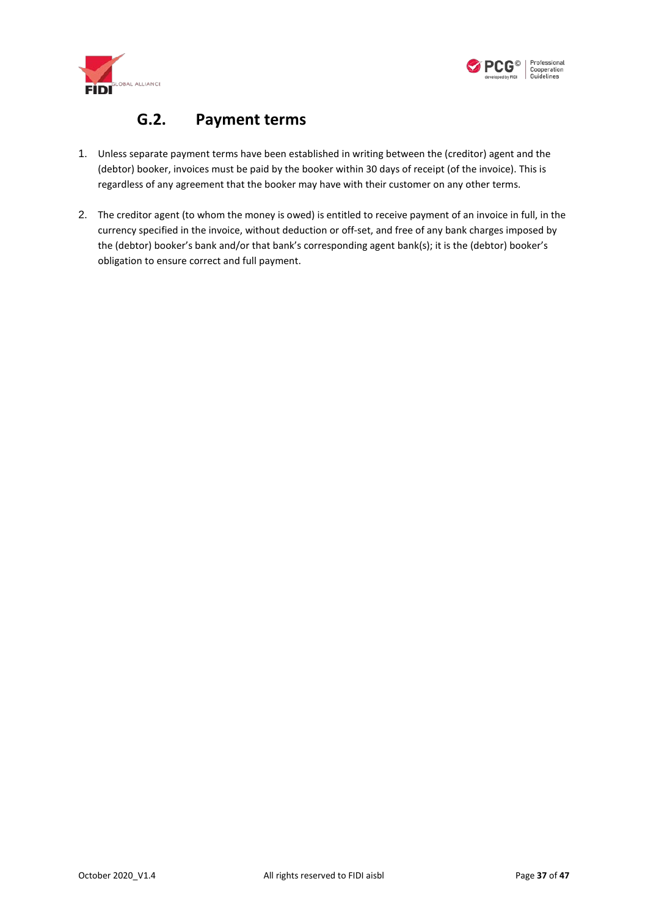## G.2. Payment terms

1. Unless separate payment terms have been established in writing between the (creditor) agent and the (debtor) booker, invoices must be paid by the booker within 30 days of receipt (of the invoice). This is regardless of any agreement that the booker may have with their customer on any other terms.

2. The creditor agent (to whom the money is owed) is entitled to receive payment of an invoice in full, in the currency specified in the invoice, without deduction or off-set, and free of any bank charges imposed by the (debtor) booker's bank and/or that bank's corresponding agent bank(s); it is the (debtor) booker's obligation to ensure correct and full payment.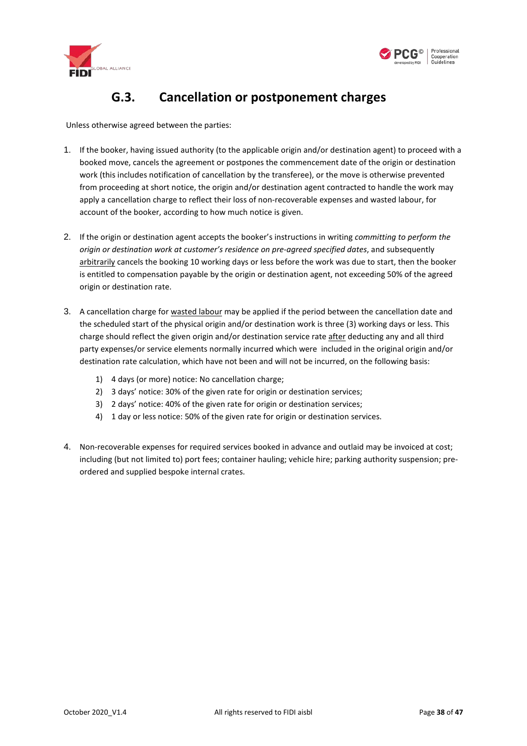## G.3. Cancellation or postponement charges

Unless otherwise agreed between the parties:

1. If the booker, having issued authority (to the applicable origin and/or destination agent) to proceed with a booked move, cancels the agreement or postpones the commencement date of the origin or destination work (this includes notification of cancellation by the transferee), or the move is otherwise prevented from proceeding at short notice, the origin and/or destination agent contracted to handle the work may apply a cancellation charge to reflect their loss of non-recoverable expenses and wasted labour, for account of the booker, according to how much notice is given.

2. If the origin or destination agent accepts the booker's instructions in writing *committing to perform the origin or destination work at customer's residence on pre-agreed specified dates*, and subsequently arbitrarily cancels the booking 10 working days or less before the work was due to start, then the booker is entitled to compensation payable by the origin or destination agent, not exceeding 50% of the agreed origin or destination rate.

3. A cancellation charge for wasted labour may be applied if the period between the cancellation date and the scheduled start of the physical origin and/or destination work is three (3) working days or less. This charge should reflect the given origin and/or destination service rate after deducting any and all third party expenses/or service elements normally incurred which were included in the original origin and/or destination rate calculation, which have not been and will not be incurred, on the following basis:

    1) 4 days (or more) notice: No cancellation charge;
    2) 3 days' notice: 30% of the given rate for origin or destination services;
    3) 2 days' notice: 40% of the given rate for origin or destination services;
    4) 1 day or less notice: 50% of the given rate for origin or destination services.

4. Non-recoverable expenses for required services booked in advance and outlaid may be invoiced at cost; including (but not limited to) port fees; container hauling; vehicle hire; parking authority suspension; pre-ordered and supplied bespoke internal crates.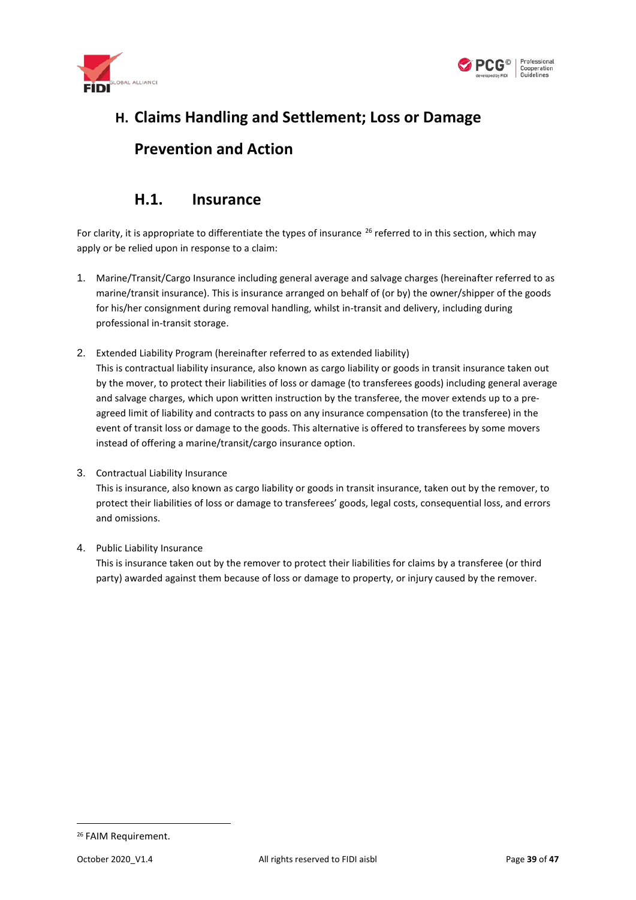# H. Claims Handling and Settlement; Loss or Damage Prevention and Action

## H.1. Insurance

For clarity, it is appropriate to differentiate the types of insurance [26] referred to in this section, which may apply or be relied upon in response to a claim:

1. Marine/Transit/Cargo Insurance including general average and salvage charges (hereinafter referred to as marine/transit insurance). This is insurance arranged on behalf of (or by) the owner/shipper of the goods for his/her consignment during removal handling, whilst in-transit and delivery, including during professional in-transit storage.

2. Extended Liability Program (hereinafter referred to as extended liability)
   This is contractual liability insurance, also known as cargo liability or goods in transit insurance taken out by the mover, to protect their liabilities of loss or damage (to transferees goods) including general average and salvage charges, which upon written instruction by the transferee, the mover extends up to a pre-agreed limit of liability and contracts to pass on any insurance compensation (to the transferee) in the event of transit loss or damage to the goods. This alternative is offered to transferees by some movers instead of offering a marine/transit/cargo insurance option.

3. Contractual Liability Insurance
   This is insurance, also known as cargo liability or goods in transit insurance, taken out by the remover, to protect their liabilities of loss or damage to transferees' goods, legal costs, consequential loss, and errors and omissions.

4. Public Liability Insurance
   This is insurance taken out by the remover to protect their liabilities for claims by a transferee (or third party) awarded against them because of loss or damage to property, or injury caused by the remover.

---

[26] FAIM Requirement.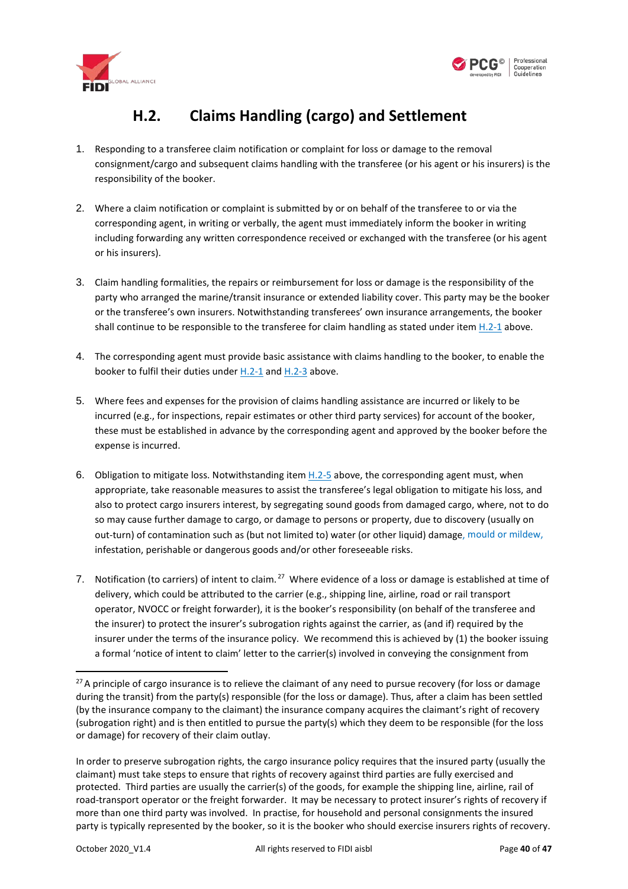# H.2. Claims Handling (cargo) and Settlement

1. Responding to a transferee claim notification or complaint for loss or damage to the removal consignment/cargo and subsequent claims handling with the transferee (or his agent or his insurers) is the responsibility of the booker.

2. Where a claim notification or complaint is submitted by or on behalf of the transferee to or via the corresponding agent, in writing or verbally, the agent must immediately inform the booker in writing including forwarding any written correspondence received or exchanged with the transferee (or his agent or his insurers).

3. Claim handling formalities, the repairs or reimbursement for loss or damage is the responsibility of the party who arranged the marine/transit insurance or extended liability cover. This party may be the booker or the transferee's own insurers. Notwithstanding transferees' own insurance arrangements, the booker shall continue to be responsible to the transferee for claim handling as stated under item H.2-1 above.

4. The corresponding agent must provide basic assistance with claims handling to the booker, to enable the booker to fulfil their duties under H.2-1 and H.2-3 above.

5. Where fees and expenses for the provision of claims handling assistance are incurred or likely to be incurred (e.g., for inspections, repair estimates or other third party services) for account of the booker, these must be established in advance by the corresponding agent and approved by the booker before the expense is incurred.

6. Obligation to mitigate loss. Notwithstanding item H.2-5 above, the corresponding agent must, when appropriate, take reasonable measures to assist the transferee's legal obligation to mitigate his loss, and also to protect cargo insurers interest, by segregating sound goods from damaged cargo, where, not to do so may cause further damage to cargo, or damage to persons or property, due to discovery (usually on out-turn) of contamination such as (but not limited to) water (or other liquid) damage, mould or mildew, infestation, perishable or dangerous goods and/or other foreseeable risks.

7. Notification (to carriers) of intent to claim.[27] Where evidence of a loss or damage is established at time of delivery, which could be attributed to the carrier (e.g., shipping line, airline, road or rail transport operator, NVOCC or freight forwarder), it is the booker's responsibility (on behalf of the transferee and the insurer) to protect the insurer's subrogation rights against the carrier, as (and if) required by the insurer under the terms of the insurance policy. We recommend this is achieved by (1) the booker issuing a formal 'notice of intent to claim' letter to the carrier(s) involved in conveying the consignment from

---

[27] A principle of cargo insurance is to relieve the claimant of any need to pursue recovery (for loss or damage during the transit) from the party(s) responsible (for the loss or damage). Thus, after a claim has been settled (by the insurance company to the claimant) the insurance company acquires the claimant's right of recovery (subrogation right) and is then entitled to pursue the party(s) which they deem to be responsible (for the loss or damage) for recovery of their claim outlay.

In order to preserve subrogation rights, the cargo insurance policy requires that the insured party (usually the claimant) must take steps to ensure that rights of recovery against third parties are fully exercised and protected. Third parties are usually the carrier(s) of the goods, for example the shipping line, airline, rail of road-transport operator or the freight forwarder. It may be necessary to protect insurer's rights of recovery if more than one third party was involved. In practise, for household and personal consignments the insured party is typically represented by the booker, so it is the booker who should exercise insurers rights of recovery.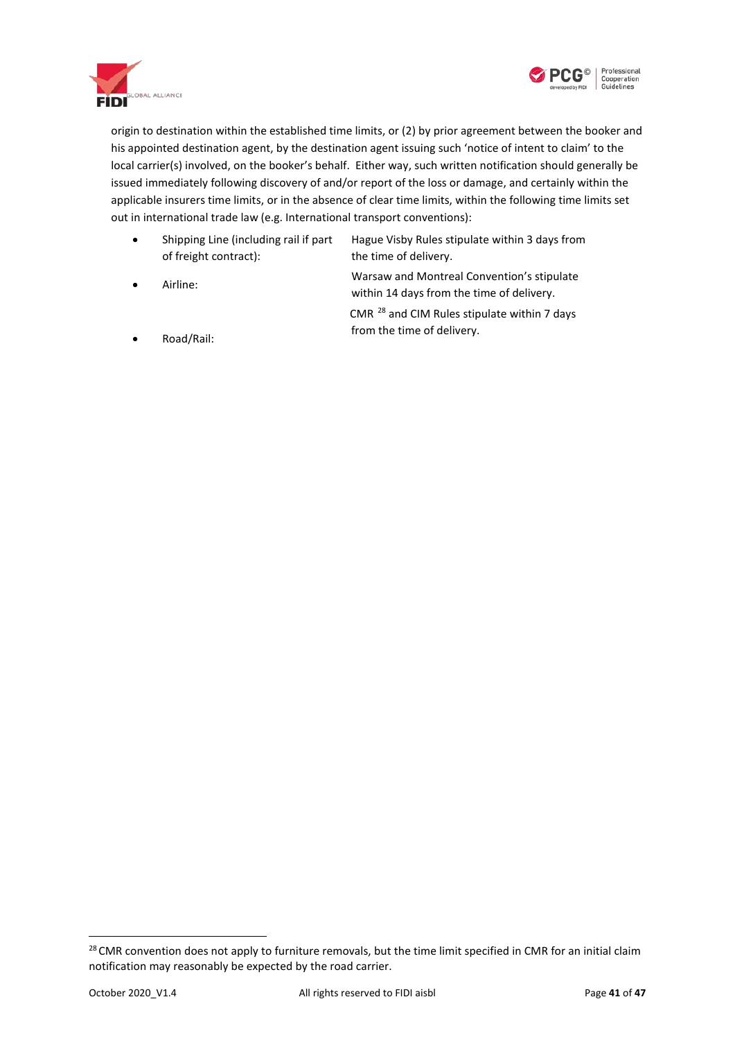origin to destination within the established time limits, or (2) by prior agreement between the booker and his appointed destination agent, by the destination agent issuing such 'notice of intent to claim' to the local carrier(s) involved, on the booker's behalf. Either way, such written notification should generally be issued immediately following discovery of and/or report of the loss or damage, and certainly within the applicable insurers time limits, or in the absence of clear time limits, within the following time limits set out in international trade law (e.g. International transport conventions):

- Shipping Line (including rail if part of freight contract): Hague Visby Rules stipulate within 3 days from the time of delivery.
- Airline: Warsaw and Montreal Convention's stipulate within 14 days from the time of delivery.
- Road/Rail: CMR [28] and CIM Rules stipulate within 7 days from the time of delivery.

[28] CMR convention does not apply to furniture removals, but the time limit specified in CMR for an initial claim notification may reasonably be expected by the road carrier.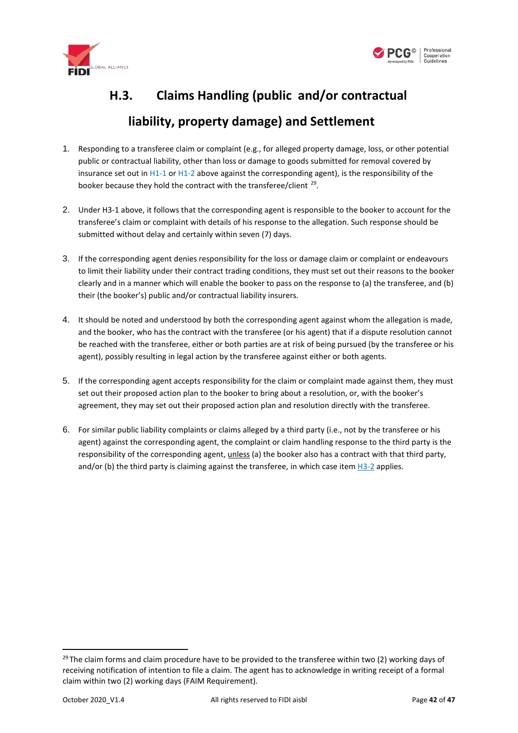## H.3. Claims Handling (public and/or contractual liability, property damage) and Settlement

1. Responding to a transferee claim or complaint (e.g., for alleged property damage, loss, or other potential public or contractual liability, other than loss or damage to goods submitted for removal covered by insurance set out in H1-1 or H1-2 above against the corresponding agent), is the responsibility of the booker because they hold the contract with the transferee/client [29].

2. Under H3-1 above, it follows that the corresponding agent is responsible to the booker to account for the transferee's claim or complaint with details of his response to the allegation. Such response should be submitted without delay and certainly within seven (7) days.

3. If the corresponding agent denies responsibility for the loss or damage claim or complaint or endeavours to limit their liability under their contract trading conditions, they must set out their reasons to the booker clearly and in a manner which will enable the booker to pass on the response to (a) the transferee, and (b) their (the booker's) public and/or contractual liability insurers.

4. It should be noted and understood by both the corresponding agent against whom the allegation is made, and the booker, who has the contract with the transferee (or his agent) that if a dispute resolution cannot be reached with the transferee, either or both parties are at risk of being pursued (by the transferee or his agent), possibly resulting in legal action by the transferee against either or both agents.

5. If the corresponding agent accepts responsibility for the claim or complaint made against them, they must set out their proposed action plan to the booker to bring about a resolution, or, with the booker's agreement, they may set out their proposed action plan and resolution directly with the transferee.

6. For similar public liability complaints or claims alleged by a third party (i.e., not by the transferee or his agent) against the corresponding agent, the complaint or claim handling response to the third party is the responsibility of the corresponding agent, unless (a) the booker also has a contract with that third party, and/or (b) the third party is claiming against the transferee, in which case item H3-2 applies.

---

[29] The claim forms and claim procedure have to be provided to the transferee within two (2) working days of receiving notification of intention to file a claim. The agent has to acknowledge in writing receipt of a formal claim within two (2) working days (FAIM Requirement).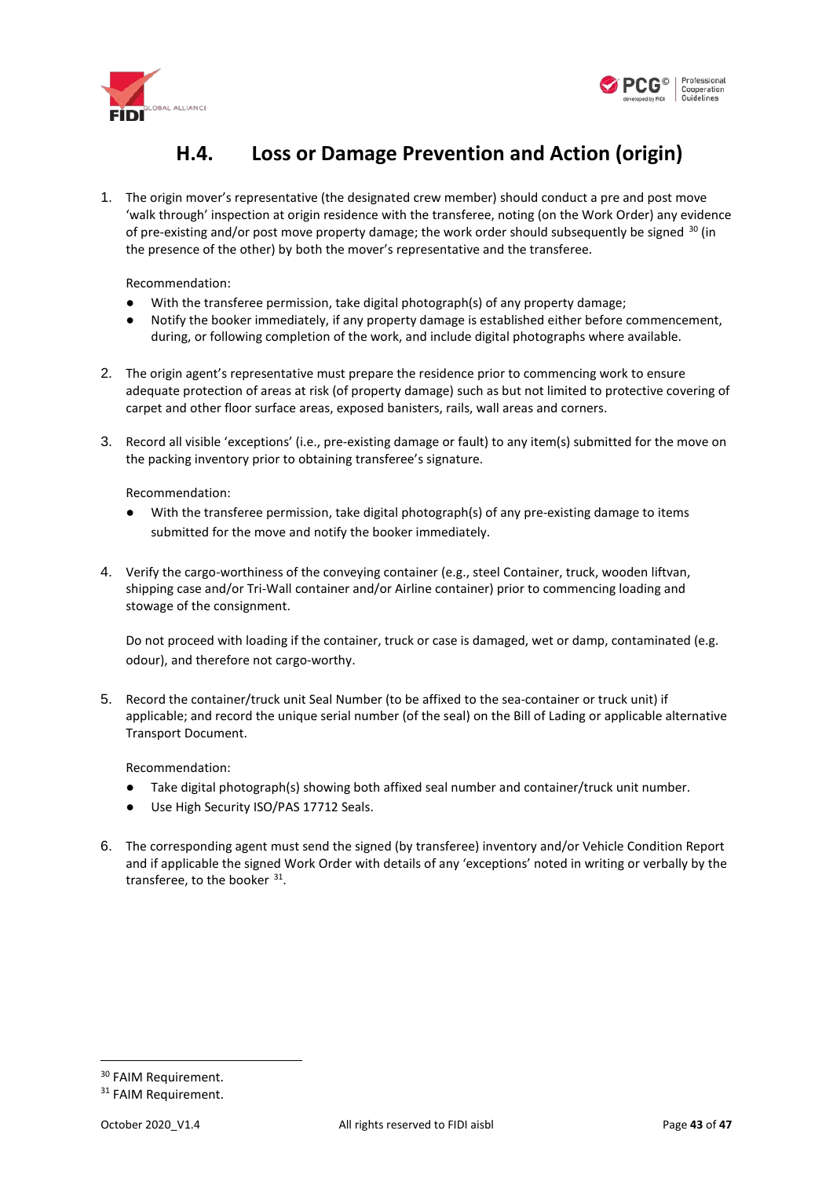# H.4. Loss or Damage Prevention and Action (origin)

1. The origin mover's representative (the designated crew member) should conduct a pre and post move 'walk through' inspection at origin residence with the transferee, noting (on the Work Order) any evidence of pre-existing and/or post move property damage; the work order should subsequently be signed [30] (in the presence of the other) by both the mover's representative and the transferee.

   Recommendation:
   - With the transferee permission, take digital photograph(s) of any property damage;
   - Notify the booker immediately, if any property damage is established either before commencement, during, or following completion of the work, and include digital photographs where available.

2. The origin agent's representative must prepare the residence prior to commencing work to ensure adequate protection of areas at risk (of property damage) such as but not limited to protective covering of carpet and other floor surface areas, exposed banisters, rails, wall areas and corners.

3. Record all visible 'exceptions' (i.e., pre-existing damage or fault) to any item(s) submitted for the move on the packing inventory prior to obtaining transferee's signature.

   Recommendation:
   - With the transferee permission, take digital photograph(s) of any pre-existing damage to items submitted for the move and notify the booker immediately.

4. Verify the cargo-worthiness of the conveying container (e.g., steel Container, truck, wooden liftvan, shipping case and/or Tri-Wall container and/or Airline container) prior to commencing loading and stowage of the consignment.

   Do not proceed with loading if the container, truck or case is damaged, wet or damp, contaminated (e.g. odour), and therefore not cargo-worthy.

5. Record the container/truck unit Seal Number (to be affixed to the sea-container or truck unit) if applicable; and record the unique serial number (of the seal) on the Bill of Lading or applicable alternative Transport Document.

   Recommendation:
   - Take digital photograph(s) showing both affixed seal number and container/truck unit number.
   - Use High Security ISO/PAS 17712 Seals.

6. The corresponding agent must send the signed (by transferee) inventory and/or Vehicle Condition Report and if applicable the signed Work Order with details of any 'exceptions' noted in writing or verbally by the transferee, to the booker [31].

---

[30] FAIM Requirement.

[31] FAIM Requirement.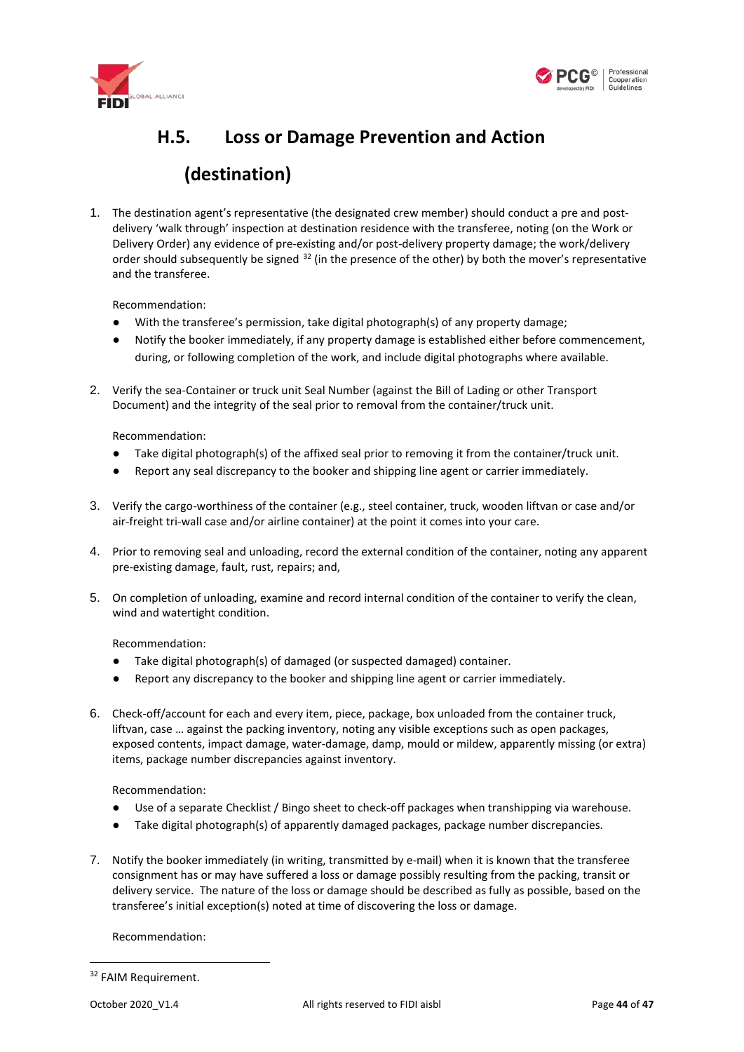## H.5. Loss or Damage Prevention and Action (destination)

1. The destination agent's representative (the designated crew member) should conduct a pre and post-delivery 'walk through' inspection at destination residence with the transferee, noting (on the Work or Delivery Order) any evidence of pre-existing and/or post-delivery property damage; the work/delivery order should subsequently be signed [32] (in the presence of the other) by both the mover's representative and the transferee.

   Recommendation:

   - With the transferee's permission, take digital photograph(s) of any property damage;
   - Notify the booker immediately, if any property damage is established either before commencement, during, or following completion of the work, and include digital photographs where available.

2. Verify the sea-Container or truck unit Seal Number (against the Bill of Lading or other Transport Document) and the integrity of the seal prior to removal from the container/truck unit.

   Recommendation:

   - Take digital photograph(s) of the affixed seal prior to removing it from the container/truck unit.
   - Report any seal discrepancy to the booker and shipping line agent or carrier immediately.

3. Verify the cargo-worthiness of the container (e.g., steel container, truck, wooden liftvan or case and/or air-freight tri-wall case and/or airline container) at the point it comes into your care.

4. Prior to removing seal and unloading, record the external condition of the container, noting any apparent pre-existing damage, fault, rust, repairs; and,

5. On completion of unloading, examine and record internal condition of the container to verify the clean, wind and watertight condition.

   Recommendation:

   - Take digital photograph(s) of damaged (or suspected damaged) container.
   - Report any discrepancy to the booker and shipping line agent or carrier immediately.

6. Check-off/account for each and every item, piece, package, box unloaded from the container truck, liftvan, case … against the packing inventory, noting any visible exceptions such as open packages, exposed contents, impact damage, water-damage, damp, mould or mildew, apparently missing (or extra) items, package number discrepancies against inventory.

   Recommendation:

   - Use of a separate Checklist / Bingo sheet to check-off packages when transhipping via warehouse.
   - Take digital photograph(s) of apparently damaged packages, package number discrepancies.

7. Notify the booker immediately (in writing, transmitted by e-mail) when it is known that the transferee consignment has or may have suffered a loss or damage possibly resulting from the packing, transit or delivery service. The nature of the loss or damage should be described as fully as possible, based on the transferee's initial exception(s) noted at time of discovering the loss or damage.

   Recommendation:

---

[32] FAIM Requirement.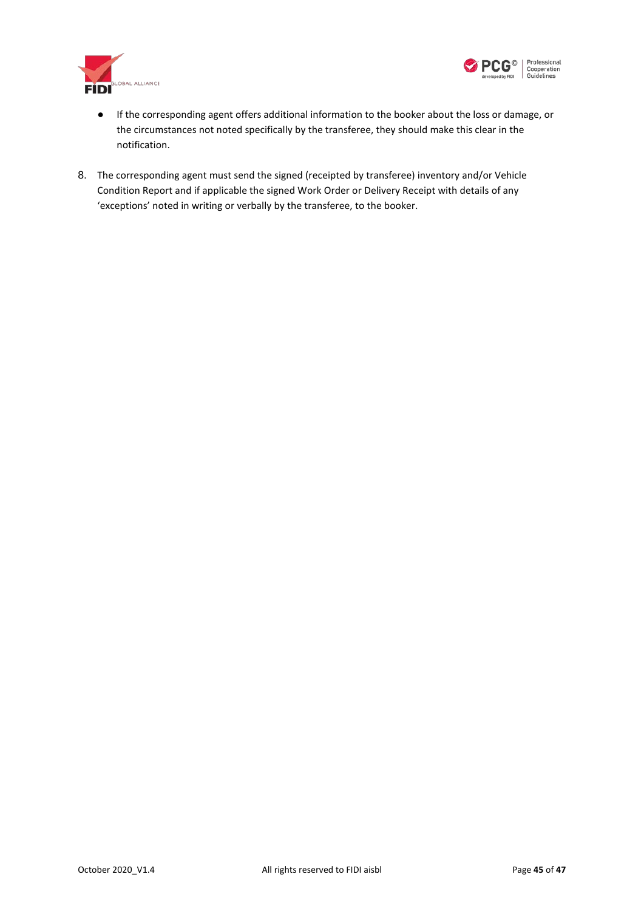- If the corresponding agent offers additional information to the booker about the loss or damage, or the circumstances not noted specifically by the transferee, they should make this clear in the notification.

8. The corresponding agent must send the signed (receipted by transferee) inventory and/or Vehicle Condition Report and if applicable the signed Work Order or Delivery Receipt with details of any 'exceptions' noted in writing or verbally by the transferee, to the booker.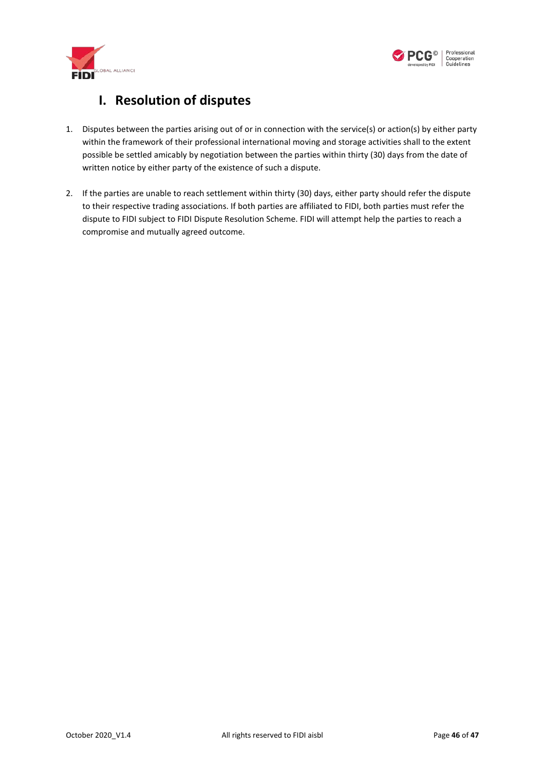# I. Resolution of disputes

1. Disputes between the parties arising out of or in connection with the service(s) or action(s) by either party within the framework of their professional international moving and storage activities shall to the extent possible be settled amicably by negotiation between the parties within thirty (30) days from the date of written notice by either party of the existence of such a dispute.

2. If the parties are unable to reach settlement within thirty (30) days, either party should refer the dispute to their respective trading associations. If both parties are affiliated to FIDI, both parties must refer the dispute to FIDI subject to FIDI Dispute Resolution Scheme. FIDI will attempt help the parties to reach a compromise and mutually agreed outcome.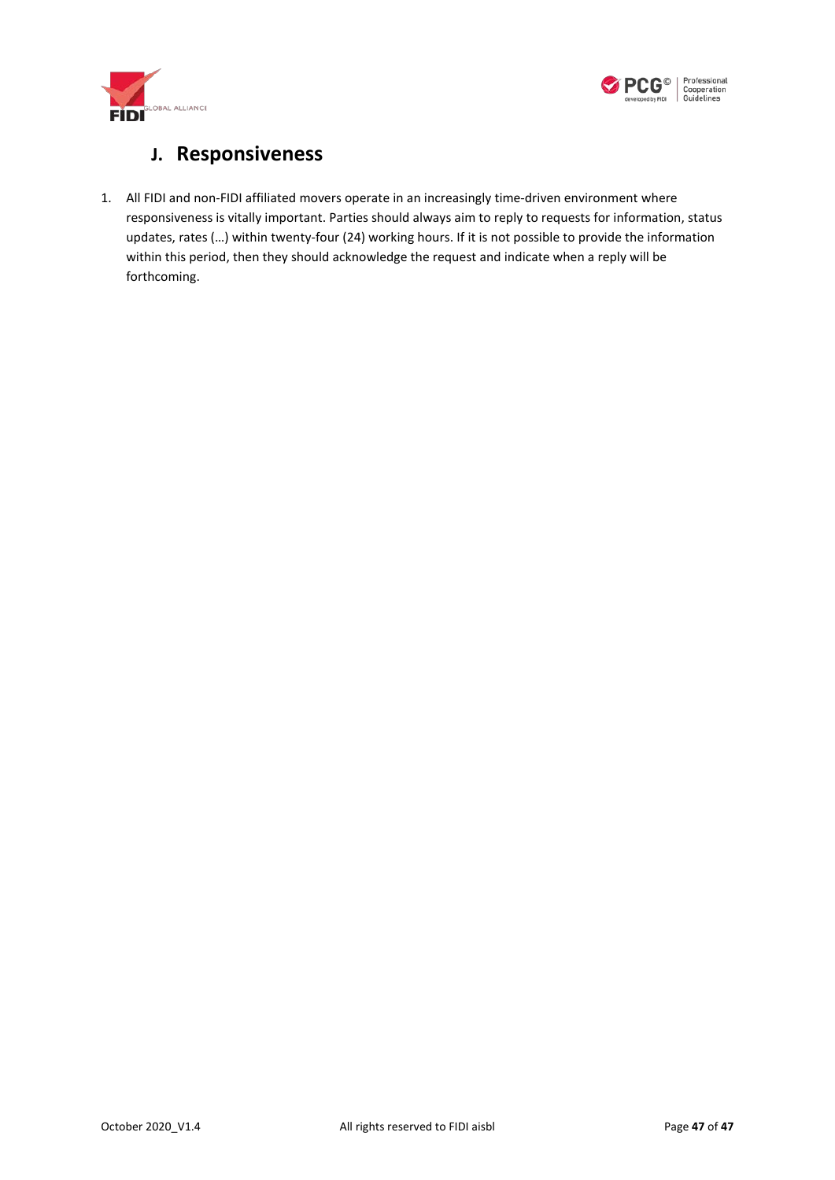## J. Responsiveness

1. All FIDI and non-FIDI affiliated movers operate in an increasingly time-driven environment where responsiveness is vitally important. Parties should always aim to reply to requests for information, status updates, rates (…) within twenty-four (24) working hours. If it is not possible to provide the information within this period, then they should acknowledge the request and indicate when a reply will be forthcoming.